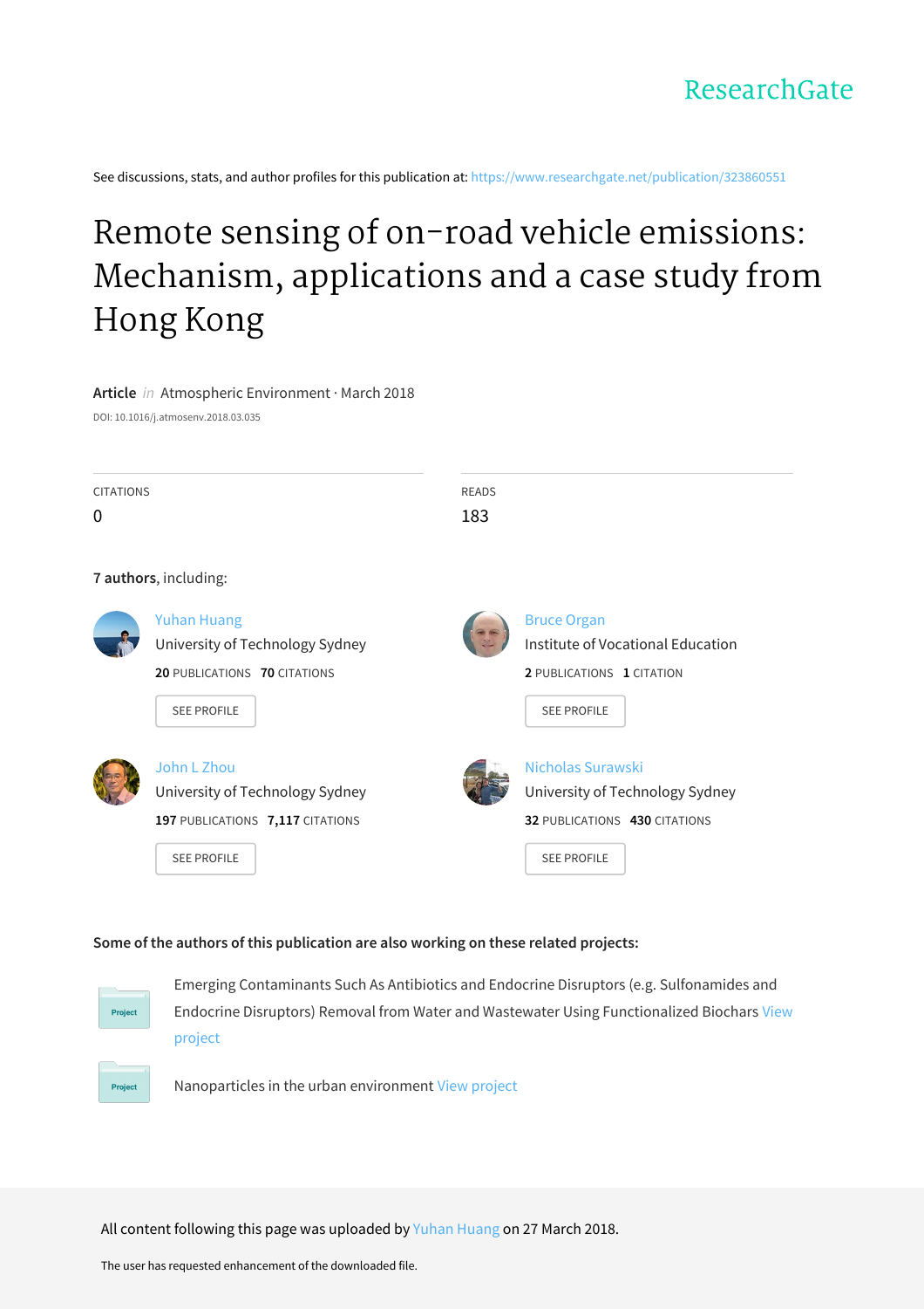ResearchGate

See discussions, stats, and author profiles for this publication at: https://www.researchgate.net/publication/323860551

# Remote sensing of on-road vehicle emissions: Mechanism, applications and a case study from Hong Kong

**Article** *in* Atmospheric Environment · March 2018

DOI: 10.1016/j.atmosenv.2018.03.035

| CITATIONS | READS |
| --- | --- |
| 0 | 183 |

**7 authors**, including:

**Yuhan Huang**
University of Technology Sydney
**20** PUBLICATIONS **70** CITATIONS
SEE PROFILE

**Bruce Organ**
Institute of Vocational Education
**2** PUBLICATIONS **1** CITATION
SEE PROFILE

**John L Zhou**
University of Technology Sydney
**197** PUBLICATIONS **7,117** CITATIONS
SEE PROFILE

**Nicholas Surawski**
University of Technology Sydney
**32** PUBLICATIONS **430** CITATIONS
SEE PROFILE

**Some of the authors of this publication are also working on these related projects:**

Project: Emerging Contaminants Such As Antibiotics and Endocrine Disruptors (e.g. Sulfonamides and Endocrine Disruptors) Removal from Water and Wastewater Using Functionalized Biochars View project

Project: Nanoparticles in the urban environment View project

All content following this page was uploaded by Yuhan Huang on 27 March 2018.

The user has requested enhancement of the downloaded file.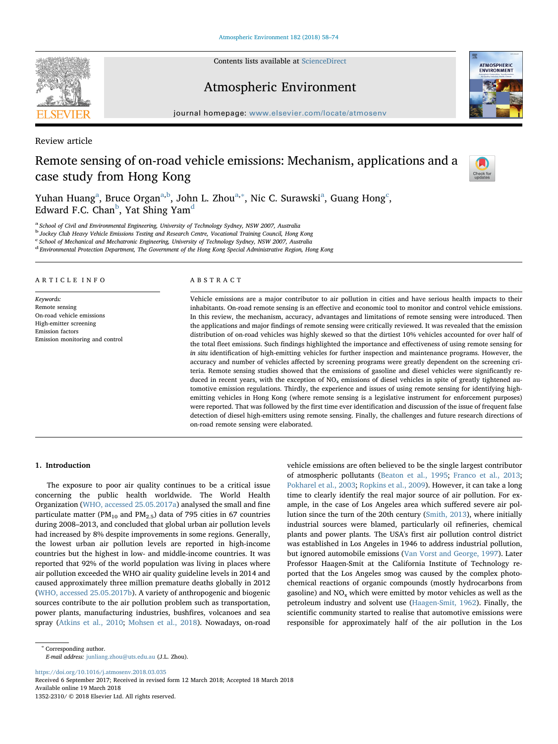Review article

# Remote sensing of on-road vehicle emissions: Mechanism, applications and a case study from Hong Kong

Yuhan Huang[a], Bruce Organ[a,b], John L. Zhou[a,*], Nic C. Surawski[a], Guang Hong[c], Edward F.C. Chan[b], Yat Shing Yam[d]

[a] School of Civil and Environmental Engineering, University of Technology Sydney, NSW 2007, Australia
[b] Jockey Club Heavy Vehicle Emissions Testing and Research Centre, Vocational Training Council, Hong Kong
[c] School of Mechanical and Mechatronic Engineering, University of Technology Sydney, NSW 2007, Australia
[d] Environmental Protection Department, The Government of the Hong Kong Special Administrative Region, Hong Kong

## ARTICLE INFO

*Keywords:*
Remote sensing
On-road vehicle emissions
High-emitter screening
Emission factors
Emission monitoring and control

## ABSTRACT

Vehicle emissions are a major contributor to air pollution in cities and have serious health impacts to their inhabitants. On-road remote sensing is an effective and economic tool to monitor and control vehicle emissions. In this review, the mechanism, accuracy, advantages and limitations of remote sensing were introduced. Then the applications and major findings of remote sensing were critically reviewed. It was revealed that the emission distribution of on-road vehicles was highly skewed so that the dirtiest 10% vehicles accounted for over half of the total fleet emissions. Such findings highlighted the importance and effectiveness of using remote sensing for *in situ* identification of high-emitting vehicles for further inspection and maintenance programs. However, the accuracy and number of vehicles affected by screening programs were greatly dependent on the screening criteria. Remote sensing studies showed that the emissions of gasoline and diesel vehicles were significantly reduced in recent years, with the exception of $NO_x$ emissions of diesel vehicles in spite of greatly tightened automotive emission regulations. Thirdly, the experience and issues of using remote sensing for identifying high-emitting vehicles in Hong Kong (where remote sensing is a legislative instrument for enforcement purposes) were reported. That was followed by the first time ever identification and discussion of the issue of frequent false detection of diesel high-emitters using remote sensing. Finally, the challenges and future research directions of on-road remote sensing were elaborated.

## 1. Introduction

The exposure to poor air quality continues to be a critical issue concerning the public health worldwide. The World Health Organization (WHO, accessed 25.05.2017a) analysed the small and fine particulate matter ($PM_{10}$ and $PM_{2.5}$) data of 795 cities in 67 countries during 2008–2013, and concluded that global urban air pollution levels had increased by 8% despite improvements in some regions. Generally, the lowest urban air pollution levels are reported in high-income countries but the highest in low- and middle-income countries. It was reported that 92% of the world population was living in places where air pollution exceeded the WHO air quality guideline levels in 2014 and caused approximately three million premature deaths globally in 2012 (WHO, accessed 25.05.2017b). A variety of anthropogenic and biogenic sources contribute to the air pollution problem such as transportation, power plants, manufacturing industries, bushfires, volcanoes and sea spray (Atkins et al., 2010; Mohsen et al., 2018). Nowadays, on-road vehicle emissions are often believed to be the single largest contributor of atmospheric pollutants (Beaton et al., 1995; Franco et al., 2013; Pokharel et al., 2003; Ropkins et al., 2009). However, it can take a long time to clearly identify the real major source of air pollution. For example, in the case of Los Angeles area which suffered severe air pollution since the turn of the 20th century (Smith, 2013), where initially industrial sources were blamed, particularly oil refineries, chemical plants and power plants. The USA's first air pollution control district was established in Los Angeles in 1946 to address industrial pollution, but ignored automobile emissions (Van Vorst and George, 1997). Later Professor Haagen-Smit at the California Institute of Technology reported that the Los Angeles smog was caused by the complex photochemical reactions of organic compounds (mostly hydrocarbons from gasoline) and $NO_x$ which were emitted by motor vehicles as well as the petroleum industry and solvent use (Haagen-Smit, 1962). Finally, the scientific community started to realise that automotive emissions were responsible for approximately half of the air pollution in the Los

\* Corresponding author.
*E-mail address:* junliang.zhou@uts.edu.au (J.L. Zhou).

https://doi.org/10.1016/j.atmosenv.2018.03.035
Received 6 September 2017; Received in revised form 12 March 2018; Accepted 18 March 2018
Available online 19 March 2018
1352-2310/ © 2018 Elsevier Ltd. All rights reserved.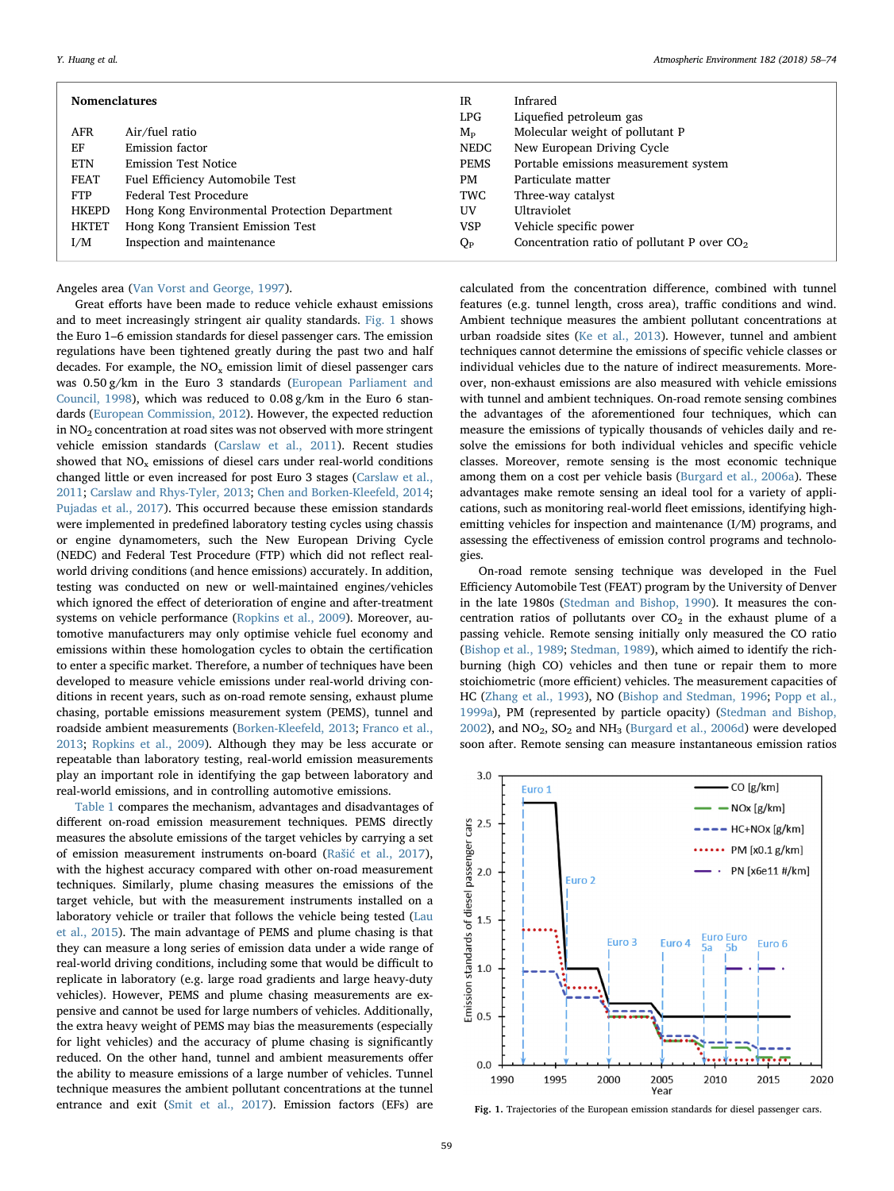## Nomenclatures

| | |
|---|---|
| AFR | Air/fuel ratio |
| EF | Emission factor |
| ETN | Emission Test Notice |
| FEAT | Fuel Efficiency Automobile Test |
| FTP | Federal Test Procedure |
| HKEPD | Hong Kong Environmental Protection Department |
| HKTET | Hong Kong Transient Emission Test |
| I/M | Inspection and maintenance |
| IR | Infrared |
| LPG | Liquefied petroleum gas |
| $M_P$ | Molecular weight of pollutant P |
| NEDC | New European Driving Cycle |
| PEMS | Portable emissions measurement system |
| PM | Particulate matter |
| TWC | Three-way catalyst |
| UV | Ultraviolet |
| VSP | Vehicle specific power |
| $Q_P$ | Concentration ratio of pollutant P over $CO_2$ |

Angeles area (Van Vorst and George, 1997).

Great efforts have been made to reduce vehicle exhaust emissions and to meet increasingly stringent air quality standards. Fig. 1 shows the Euro 1–6 emission standards for diesel passenger cars. The emission regulations have been tightened greatly during the past two and half decades. For example, the $NO_x$ emission limit of diesel passenger cars was 0.50 g/km in the Euro 3 standards (European Parliament and Council, 1998), which was reduced to 0.08 g/km in the Euro 6 standards (European Commission, 2012). However, the expected reduction in $NO_2$ concentration at road sites was not observed with more stringent vehicle emission standards (Carslaw et al., 2011). Recent studies showed that $NO_x$ emissions of diesel cars under real-world conditions changed little or even increased for post Euro 3 stages (Carslaw et al., 2011; Carslaw and Rhys-Tyler, 2013; Chen and Borken-Kleefeld, 2014; Pujadas et al., 2017). This occurred because these emission standards were implemented in predefined laboratory testing cycles using chassis or engine dynamometers, such the New European Driving Cycle (NEDC) and Federal Test Procedure (FTP) which did not reflect real-world driving conditions (and hence emissions) accurately. In addition, testing was conducted on new or well-maintained engines/vehicles which ignored the effect of deterioration of engine and after-treatment systems on vehicle performance (Ropkins et al., 2009). Moreover, automotive manufacturers may only optimise vehicle fuel economy and emissions within these homologation cycles to obtain the certification to enter a specific market. Therefore, a number of techniques have been developed to measure vehicle emissions under real-world driving conditions in recent years, such as on-road remote sensing, exhaust plume chasing, portable emissions measurement system (PEMS), tunnel and roadside ambient measurements (Borken-Kleefeld, 2013; Franco et al., 2013; Ropkins et al., 2009). Although they may be less accurate or repeatable than laboratory testing, real-world emission measurements play an important role in identifying the gap between laboratory and real-world emissions, and in controlling automotive emissions.

Table 1 compares the mechanism, advantages and disadvantages of different on-road emission measurement techniques. PEMS directly measures the absolute emissions of the target vehicles by carrying a set of emission measurement instruments on-board (Rašić et al., 2017), with the highest accuracy compared with other on-road measurement techniques. Similarly, plume chasing measures the emissions of the target vehicle, but with the measurement instruments installed on a laboratory vehicle or trailer that follows the vehicle being tested (Lau et al., 2015). The main advantage of PEMS and plume chasing is that they can measure a long series of emission data under a wide range of real-world driving conditions, including some that would be difficult to replicate in laboratory (e.g. large road gradients and large heavy-duty vehicles). However, PEMS and plume chasing measurements are expensive and cannot be used for large numbers of vehicles. Additionally, the extra heavy weight of PEMS may bias the measurements (especially for light vehicles) and the accuracy of plume chasing is significantly reduced. On the other hand, tunnel and ambient measurements offer the ability to measure emissions of a large number of vehicles. Tunnel technique measures the ambient pollutant concentrations at the tunnel entrance and exit (Smit et al., 2017). Emission factors (EFs) are calculated from the concentration difference, combined with tunnel features (e.g. tunnel length, cross area), traffic conditions and wind. Ambient technique measures the ambient pollutant concentrations at urban roadside sites (Ke et al., 2013). However, tunnel and ambient techniques cannot determine the emissions of specific vehicle classes or individual vehicles due to the nature of indirect measurements. Moreover, non-exhaust emissions are also measured with vehicle emissions with tunnel and ambient techniques. On-road remote sensing combines the advantages of the aforementioned four techniques, which can measure the emissions of typically thousands of vehicles daily and resolve the emissions for both individual vehicles and specific vehicle classes. Moreover, remote sensing is the most economic technique among them on a cost per vehicle basis (Burgard et al., 2006a). These advantages make remote sensing an ideal tool for a variety of applications, such as monitoring real-world fleet emissions, identifying high-emitting vehicles for inspection and maintenance (I/M) programs, and assessing the effectiveness of emission control programs and technologies.

On-road remote sensing technique was developed in the Fuel Efficiency Automobile Test (FEAT) program by the University of Denver in the late 1980s (Stedman and Bishop, 1990). It measures the concentration ratios of pollutants over $CO_2$ in the exhaust plume of a passing vehicle. Remote sensing initially only measured the CO ratio (Bishop et al., 1989; Stedman, 1989), which aimed to identify the rich-burning (high CO) vehicles and then tune or repair them to more stoichiometric (more efficient) vehicles. The measurement capacities of HC (Zhang et al., 1993), NO (Bishop and Stedman, 1996; Popp et al., 1999a), PM (represented by particle opacity) (Stedman and Bishop, 2002), and $NO_2$, $SO_2$ and $NH_3$ (Burgard et al., 2006d) were developed soon after. Remote sensing can measure instantaneous emission ratios

Fig. 1. Trajectories of the European emission standards for diesel passenger cars.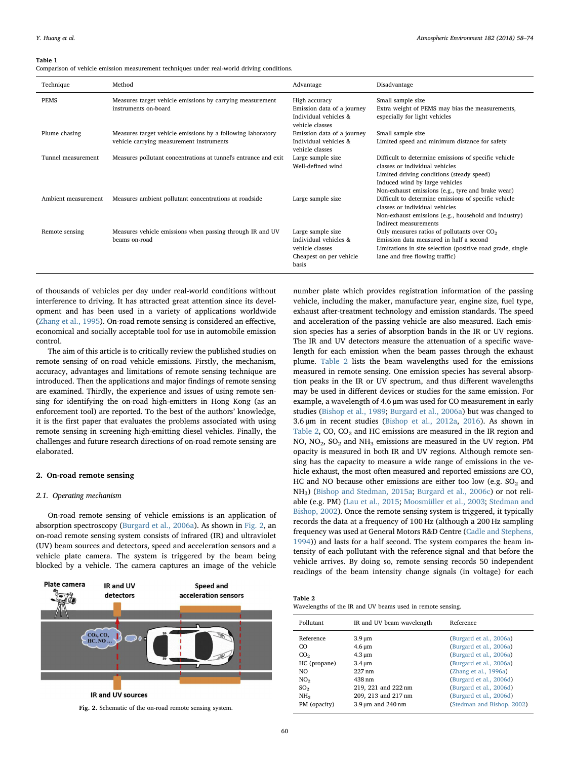**Table 1**
Comparison of vehicle emission measurement techniques under real-world driving conditions.

| Technique | Method | Advantage | Disadvantage |
|---|---|---|---|
| PEMS | Measures target vehicle emissions by carrying measurement instruments on-board | High accuracy<br>Emission data of a journey<br>Individual vehicles & vehicle classes | Small sample size<br>Extra weight of PEMS may bias the measurements, especially for light vehicles |
| Plume chasing | Measures target vehicle emissions by a following laboratory vehicle carrying measurement instruments | Emission data of a journey<br>Individual vehicles & vehicle classes | Small sample size<br>Limited speed and minimum distance for safety |
| Tunnel measurement | Measures pollutant concentrations at tunnel's entrance and exit | Large sample size<br>Well-defined wind | Difficult to determine emissions of specific vehicle classes or individual vehicles<br>Limited driving conditions (steady speed)<br>Induced wind by large vehicles<br>Non-exhaust emissions (e.g., tyre and brake wear) |
| Ambient measurement | Measures ambient pollutant concentrations at roadside | Large sample size | Difficult to determine emissions of specific vehicle classes or individual vehicles<br>Non-exhaust emissions (e.g., household and industry)<br>Indirect measurements |
| Remote sensing | Measures vehicle emissions when passing through IR and UV beams on-road | Large sample size<br>Individual vehicles & vehicle classes<br>Cheapest on per vehicle basis | Only measures ratios of pollutants over $CO_2$<br>Emission data measured in half a second<br>Limitations in site selection (positive road grade, single lane and free flowing traffic) |

of thousands of vehicles per day under real-world conditions without interference to driving. It has attracted great attention since its development and has been used in a variety of applications worldwide (Zhang et al., 1995). On-road remote sensing is considered an effective, economical and socially acceptable tool for use in automobile emission control.

The aim of this article is to critically review the published studies on remote sensing of on-road vehicle emissions. Firstly, the mechanism, accuracy, advantages and limitations of remote sensing technique are introduced. Then the applications and major findings of remote sensing are examined. Thirdly, the experience and issues of using remote sensing for identifying the on-road high-emitters in Hong Kong (as an enforcement tool) are reported. To the best of the authors' knowledge, it is the first paper that evaluates the problems associated with using remote sensing in screening high-emitting diesel vehicles. Finally, the challenges and future research directions of on-road remote sensing are elaborated.

## 2. On-road remote sensing

### 2.1. Operating mechanism

On-road remote sensing of vehicle emissions is an application of absorption spectroscopy (Burgard et al., 2006a). As shown in Fig. 2, an on-road remote sensing system consists of infrared (IR) and ultraviolet (UV) beam sources and detectors, speed and acceleration sensors and a vehicle plate camera. The system is triggered by the beam being blocked by a vehicle. The camera captures an image of the vehicle

Plate camera
IR and UV detectors
Speed and acceleration sensors
$CO_2$, CO, HC, NO ...
IR and UV sources

Fig. 2. Schematic of the on-road remote sensing system.

number plate which provides registration information of the passing vehicle, including the maker, manufacture year, engine size, fuel type, exhaust after-treatment technology and emission standards. The speed and acceleration of the passing vehicle are also measured. Each emission species has a series of absorption bands in the IR or UV regions. The IR and UV detectors measure the attenuation of a specific wavelength for each emission when the beam passes through the exhaust plume. Table 2 lists the beam wavelengths used for the emissions measured in remote sensing. One emission species has several absorption peaks in the IR or UV spectrum, and thus different wavelengths may be used in different devices or studies for the same emission. For example, a wavelength of 4.6 μm was used for CO measurement in early studies (Bishop et al., 1989; Burgard et al., 2006a) but was changed to 3.6 μm in recent studies (Bishop et al., 2012a, 2016). As shown in Table 2, CO, $CO_2$ and HC emissions are measured in the IR region and NO, $NO_2$, $SO_2$ and $NH_3$ emissions are measured in the UV region. PM opacity is measured in both IR and UV regions. Although remote sensing has the capacity to measure a wide range of emissions in the vehicle exhaust, the most often measured and reported emissions are CO, HC and NO because other emissions are either too low (e.g. $SO_2$ and $NH_3$) (Bishop and Stedman, 2015a; Burgard et al., 2006c) or not reliable (e.g. PM) (Lau et al., 2015; Moosmüller et al., 2003; Stedman and Bishop, 2002). Once the remote sensing system is triggered, it typically records the data at a frequency of 100 Hz (although a 200 Hz sampling frequency was used at General Motors R&D Centre (Cadle and Stephens, 1994)) and lasts for a half second. The system compares the beam intensity of each pollutant with the reference signal and that before the vehicle arrives. By doing so, remote sensing records 50 independent readings of the beam intensity change signals (in voltage) for each

**Table 2**
Wavelengths of the IR and UV beams used in remote sensing.

| Pollutant | IR and UV beam wavelength | Reference |
|---|---|---|
| Reference | 3.9 μm | (Burgard et al., 2006a) |
| CO | 4.6 μm | (Burgard et al., 2006a) |
| $CO_2$ | 4.3 μm | (Burgard et al., 2006a) |
| HC (propane) | 3.4 μm | (Burgard et al., 2006a) |
| NO | 227 nm | (Zhang et al., 1996a) |
| $NO_2$ | 438 nm | (Burgard et al., 2006d) |
| $SO_2$ | 219, 221 and 222 nm | (Burgard et al., 2006d) |
| $NH_3$ | 209, 213 and 217 nm | (Burgard et al., 2006d) |
| PM (opacity) | 3.9 μm and 240 nm | (Stedman and Bishop, 2002) |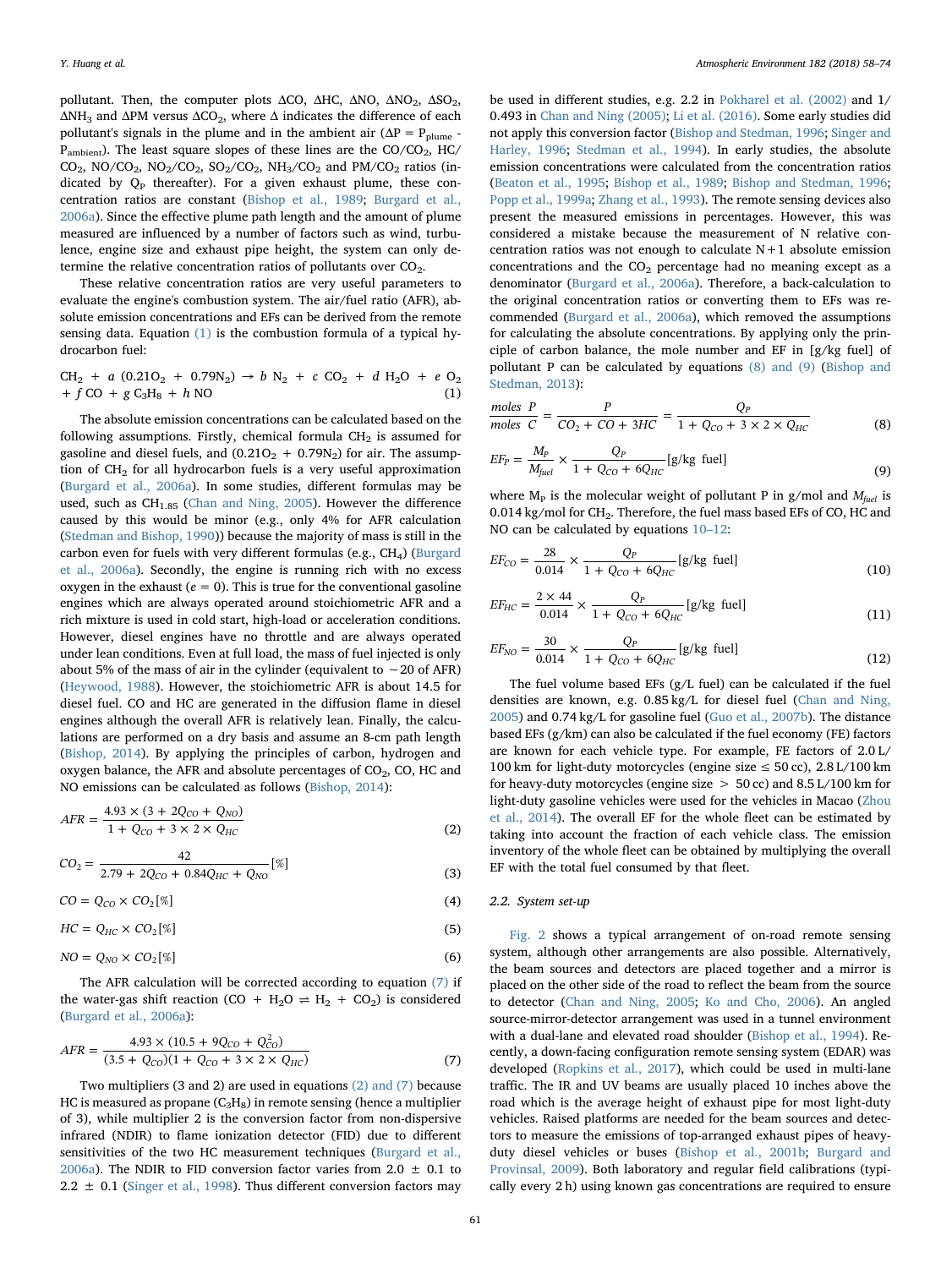pollutant. Then, the computer plots ΔCO, ΔHC, ΔNO, $\Delta NO_2$, $\Delta SO_2$, $\Delta NH_3$ and ΔPM versus $\Delta CO_2$, where Δ indicates the difference of each pollutant's signals in the plume and in the ambient air ($\Delta P = P_{plume} - P_{ambient}$). The least square slopes of these lines are the $CO/CO_2$, $HC/CO_2$, $NO/CO_2$, $NO_2/CO_2$, $SO_2/CO_2$, $NH_3/CO_2$ and $PM/CO_2$ ratios (indicated by $Q_P$ thereafter). For a given exhaust plume, these concentration ratios are constant (Bishop et al., 1989; Burgard et al., 2006a). Since the effective plume path length and the amount of plume measured are influenced by a number of factors such as wind, turbulence, engine size and exhaust pipe height, the system can only determine the relative concentration ratios of pollutants over $CO_2$.

These relative concentration ratios are very useful parameters to evaluate the engine's combustion system. The air/fuel ratio (AFR), absolute emission concentrations and EFs can be derived from the remote sensing data. Equation (1) is the combustion formula of a typical hydrocarbon fuel:

$$CH_2 + a\,(0.21O_2 + 0.79N_2) \rightarrow b\ N_2 + c\ CO_2 + d\ H_2O + e\ O_2 + f\ CO + g\ C_3H_8 + h\ NO \tag{1}$$

The absolute emission concentrations can be calculated based on the following assumptions. Firstly, chemical formula $CH_2$ is assumed for gasoline and diesel fuels, and $(0.21O_2 + 0.79N_2)$ for air. The assumption of $CH_2$ for all hydrocarbon fuels is a very useful approximation (Burgard et al., 2006a). In some studies, different formulas may be used, such as $CH_{1.85}$ (Chan and Ning, 2005). However the difference caused by this would be minor (e.g., only 4% for AFR calculation (Stedman and Bishop, 1990)) because the majority of mass is still in the carbon even for fuels with very different formulas (e.g., $CH_4$) (Burgard et al., 2006a). Secondly, the engine is running rich with no excess oxygen in the exhaust ($e = 0$). This is true for the conventional gasoline engines which are always operated around stoichiometric AFR and a rich mixture is used in cold start, high-load or acceleration conditions. However, diesel engines have no throttle and are always operated under lean conditions. Even at full load, the mass of fuel injected is only about 5% of the mass of air in the cylinder (equivalent to ~20 of AFR) (Heywood, 1988). However, the stoichiometric AFR is about 14.5 for diesel fuel. CO and HC are generated in the diffusion flame in diesel engines although the overall AFR is relatively lean. Finally, the calculations are performed on a dry basis and assume an 8-cm path length (Bishop, 2014). By applying the principles of carbon, hydrogen and oxygen balance, the AFR and absolute percentages of $CO_2$, CO, HC and NO emissions can be calculated as follows (Bishop, 2014):

$$AFR = \frac{4.93 \times (3 + 2Q_{CO} + Q_{NO})}{1 + Q_{CO} + 3 \times 2 \times Q_{HC}} \tag{2}$$

$$CO_2 = \frac{42}{2.79 + 2Q_{CO} + 0.84Q_{HC} + Q_{NO}}[\%] \tag{3}$$

$$CO = Q_{CO} \times CO_2[\%] \tag{4}$$

$$HC = Q_{HC} \times CO_2[\%] \tag{5}$$

$$NO = Q_{NO} \times CO_2[\%] \tag{6}$$

The AFR calculation will be corrected according to equation (7) if the water-gas shift reaction ($CO + H_2O \rightleftharpoons H_2 + CO_2$) is considered (Burgard et al., 2006a):

$$AFR = \frac{4.93 \times (10.5 + 9Q_{CO} + Q_{CO}^2)}{(3.5 + Q_{CO})(1 + Q_{CO} + 3 \times 2 \times Q_{HC})} \tag{7}$$

Two multipliers (3 and 2) are used in equations (2) and (7) because HC is measured as propane ($C_3H_8$) in remote sensing (hence a multiplier of 3), while multiplier 2 is the conversion factor from non-dispersive infrared (NDIR) to flame ionization detector (FID) due to different sensitivities of the two HC measurement techniques (Burgard et al., 2006a). The NDIR to FID conversion factor varies from 2.0 ± 0.1 to 2.2 ± 0.1 (Singer et al., 1998). Thus different conversion factors may be used in different studies, e.g. 2.2 in Pokharel et al. (2002) and 1/0.493 in Chan and Ning (2005); Li et al. (2016). Some early studies did not apply this conversion factor (Bishop and Stedman, 1996; Singer and Harley, 1996; Stedman et al., 1994). In early studies, the absolute emission concentrations were calculated from the concentration ratios (Beaton et al., 1995; Bishop et al., 1989; Bishop and Stedman, 1996; Popp et al., 1999a; Zhang et al., 1993). The remote sensing devices also present the measured emissions in percentages. However, this was considered a mistake because the measurement of N relative concentration ratios was not enough to calculate N + 1 absolute emission concentrations and the $CO_2$ percentage had no meaning except as a denominator (Burgard et al., 2006a). Therefore, a back-calculation to the original concentration ratios or converting them to EFs was recommended (Burgard et al., 2006a), which removed the assumptions for calculating the absolute concentrations. By applying only the principle of carbon balance, the mole number and EF in [g/kg fuel] of pollutant P can be calculated by equations (8) and (9) (Bishop and Stedman, 2013):

$$\frac{moles\ P}{moles\ C} = \frac{P}{CO_2 + CO + 3HC} = \frac{Q_P}{1 + Q_{CO} + 3 \times 2 \times Q_{HC}} \tag{8}$$

$$EF_P = \frac{M_P}{M_{fuel}} \times \frac{Q_P}{1 + Q_{CO} + 6Q_{HC}}[\text{g/kg fuel}] \tag{9}$$

where $M_P$ is the molecular weight of pollutant P in g/mol and $M_{fuel}$ is 0.014 kg/mol for $CH_2$. Therefore, the fuel mass based EFs of CO, HC and NO can be calculated by equations 10–12:

$$EF_{CO} = \frac{28}{0.014} \times \frac{Q_P}{1 + Q_{CO} + 6Q_{HC}}[\text{g/kg fuel}] \tag{10}$$

$$EF_{HC} = \frac{2 \times 44}{0.014} \times \frac{Q_P}{1 + Q_{CO} + 6Q_{HC}}[\text{g/kg fuel}] \tag{11}$$

$$EF_{NO} = \frac{30}{0.014} \times \frac{Q_P}{1 + Q_{CO} + 6Q_{HC}}[\text{g/kg fuel}] \tag{12}$$

The fuel volume based EFs (g/L fuel) can be calculated if the fuel densities are known, e.g. 0.85 kg/L for diesel fuel (Chan and Ning, 2005) and 0.74 kg/L for gasoline fuel (Guo et al., 2007b). The distance based EFs (g/km) can also be calculated if the fuel economy (FE) factors are known for each vehicle type. For example, FE factors of 2.0 L/100 km for light-duty motorcycles (engine size ≤ 50 cc), 2.8 L/100 km for heavy-duty motorcycles (engine size > 50 cc) and 8.5 L/100 km for light-duty gasoline vehicles were used for the vehicles in Macao (Zhou et al., 2014). The overall EF for the whole fleet can be estimated by taking into account the fraction of each vehicle class. The emission inventory of the whole fleet can be obtained by multiplying the overall EF with the total fuel consumed by that fleet.

### 2.2. System set-up

Fig. 2 shows a typical arrangement of on-road remote sensing system, although other arrangements are also possible. Alternatively, the beam sources and detectors are placed together and a mirror is placed on the other side of the road to reflect the beam from the source to detector (Chan and Ning, 2005; Ko and Cho, 2006). An angled source-mirror-detector arrangement was used in a tunnel environment with a dual-lane and elevated road shoulder (Bishop et al., 1994). Recently, a down-facing configuration remote sensing system (EDAR) was developed (Ropkins et al., 2017), which could be used in multi-lane traffic. The IR and UV beams are usually placed 10 inches above the road which is the average height of exhaust pipe for most light-duty vehicles. Raised platforms are needed for the beam sources and detectors to measure the emissions of top-arranged exhaust pipes of heavy-duty diesel vehicles or buses (Bishop et al., 2001b; Burgard and Provinsal, 2009). Both laboratory and regular field calibrations (typically every 2 h) using known gas concentrations are required to ensure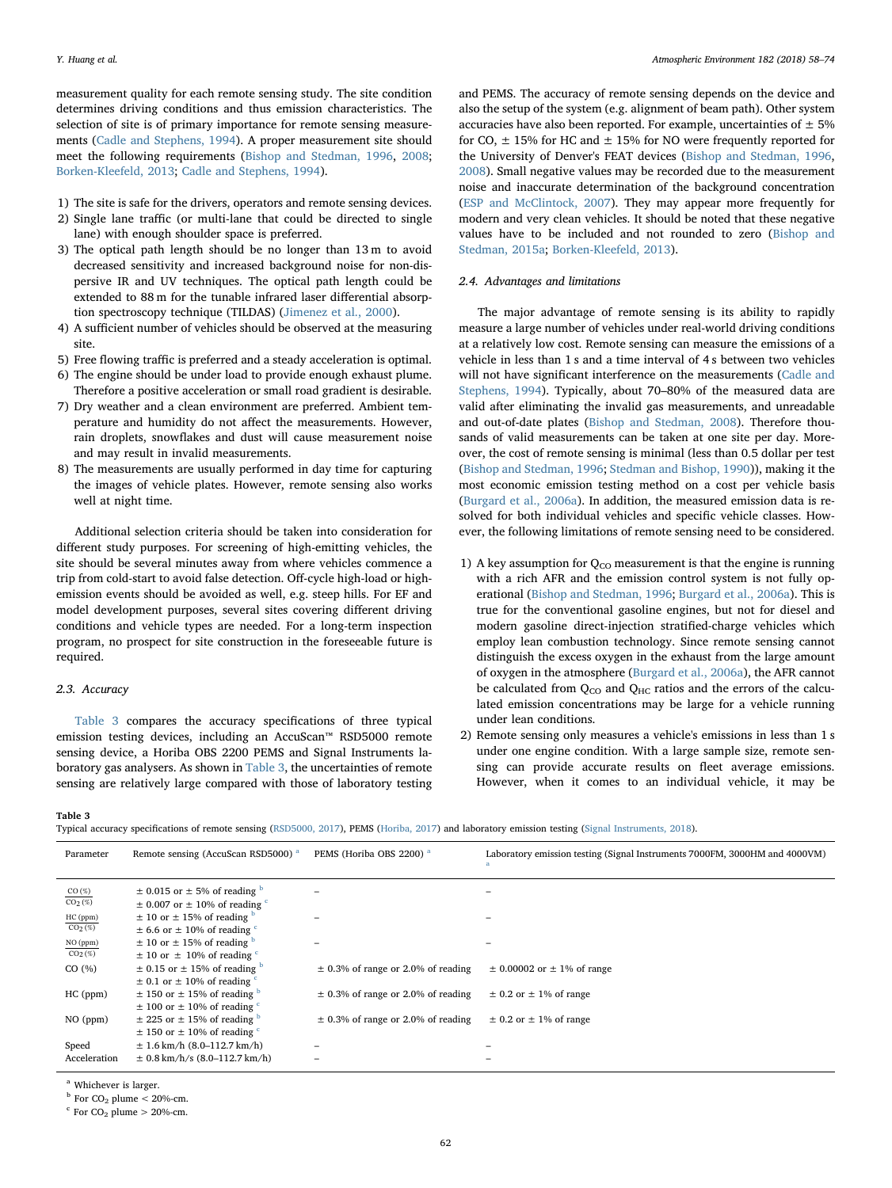measurement quality for each remote sensing study. The site condition determines driving conditions and thus emission characteristics. The selection of site is of primary importance for remote sensing measurements (Cadle and Stephens, 1994). A proper measurement site should meet the following requirements (Bishop and Stedman, 1996, 2008; Borken-Kleefeld, 2013; Cadle and Stephens, 1994).

1) The site is safe for the drivers, operators and remote sensing devices.
2) Single lane traffic (or multi-lane that could be directed to single lane) with enough shoulder space is preferred.
3) The optical path length should be no longer than 13 m to avoid decreased sensitivity and increased background noise for non-dispersive IR and UV techniques. The optical path length could be extended to 88 m for the tunable infrared laser differential absorption spectroscopy technique (TILDAS) (Jimenez et al., 2000).
4) A sufficient number of vehicles should be observed at the measuring site.
5) Free flowing traffic is preferred and a steady acceleration is optimal.
6) The engine should be under load to provide enough exhaust plume. Therefore a positive acceleration or small road gradient is desirable.
7) Dry weather and a clean environment are preferred. Ambient temperature and humidity do not affect the measurements. However, rain droplets, snowflakes and dust will cause measurement noise and may result in invalid measurements.
8) The measurements are usually performed in day time for capturing the images of vehicle plates. However, remote sensing also works well at night time.

Additional selection criteria should be taken into consideration for different study purposes. For screening of high-emitting vehicles, the site should be several minutes away from where vehicles commence a trip from cold-start to avoid false detection. Off-cycle high-load or high-emission events should be avoided as well, e.g. steep hills. For EF and model development purposes, several sites covering different driving conditions and vehicle types are needed. For a long-term inspection program, no prospect for site construction in the foreseeable future is required.

### 2.3. Accuracy

Table 3 compares the accuracy specifications of three typical emission testing devices, including an AccuScan™ RSD5000 remote sensing device, a Horiba OBS 2200 PEMS and Signal Instruments laboratory gas analysers. As shown in Table 3, the uncertainties of remote sensing are relatively large compared with those of laboratory testing and PEMS. The accuracy of remote sensing depends on the device and also the setup of the system (e.g. alignment of beam path). Other system accuracies have also been reported. For example, uncertainties of ± 5% for CO, ± 15% for HC and ± 15% for NO were frequently reported for the University of Denver's FEAT devices (Bishop and Stedman, 1996, 2008). Small negative values may be recorded due to the measurement noise and inaccurate determination of the background concentration (ESP and McClintock, 2007). They may appear more frequently for modern and very clean vehicles. It should be noted that these negative values have to be included and not rounded to zero (Bishop and Stedman, 2015a; Borken-Kleefeld, 2013).

### 2.4. Advantages and limitations

The major advantage of remote sensing is its ability to rapidly measure a large number of vehicles under real-world driving conditions at a relatively low cost. Remote sensing can measure the emissions of a vehicle in less than 1 s and a time interval of 4 s between two vehicles will not have significant interference on the measurements (Cadle and Stephens, 1994). Typically, about 70–80% of the measured data are valid after eliminating the invalid gas measurements, and unreadable and out-of-date plates (Bishop and Stedman, 2008). Therefore thousands of valid measurements can be taken at one site per day. Moreover, the cost of remote sensing is minimal (less than 0.5 dollar per test (Bishop and Stedman, 1996; Stedman and Bishop, 1990)), making it the most economic emission testing method on a cost per vehicle basis (Burgard et al., 2006a). In addition, the measured emission data is resolved for both individual vehicles and specific vehicle classes. However, the following limitations of remote sensing need to be considered.

1) A key assumption for $Q_{CO}$ measurement is that the engine is running with a rich AFR and the emission control system is not fully operational (Bishop and Stedman, 1996; Burgard et al., 2006a). This is true for the conventional gasoline engines, but not for diesel and modern gasoline direct-injection stratified-charge vehicles which employ lean combustion technology. Since remote sensing cannot distinguish the excess oxygen in the exhaust from the large amount of oxygen in the atmosphere (Burgard et al., 2006a), the AFR cannot be calculated from $Q_{CO}$ and $Q_{HC}$ ratios and the errors of the calculated emission concentrations may be large for a vehicle running under lean conditions.
2) Remote sensing only measures a vehicle's emissions in less than 1 s under one engine condition. With a large sample size, remote sensing can provide accurate results on fleet average emissions. However, when it comes to an individual vehicle, it may be

**Table 3**
Typical accuracy specifications of remote sensing (RSD5000, 2017), PEMS (Horiba, 2017) and laboratory emission testing (Signal Instruments, 2018).

| Parameter | Remote sensing (AccuScan RSD5000) [a] | PEMS (Horiba OBS 2200) [a] | Laboratory emission testing (Signal Instruments 7000FM, 3000HM and 4000VM) [a] |
|---|---|---|---|
| $\frac{CO\ (\%)}{CO_2\ (\%)}$ | ± 0.015 or ± 5% of reading [b]<br>± 0.007 or ± 10% of reading [c] | – | – |
| $\frac{HC\ (ppm)}{CO_2\ (\%)}$ | ± 10 or ± 15% of reading [b]<br>± 6.6 or ± 10% of reading [c] | – | – |
| $\frac{NO\ (ppm)}{CO_2\ (\%)}$ | ± 10 or ± 15% of reading [b]<br>± 10 or ± 10% of reading [c] | – | – |
| CO (%) | ± 0.15 or ± 15% of reading [b]<br>± 0.1 or ± 10% of reading [c] | ± 0.3% of range or 2.0% of reading | ± 0.00002 or ± 1% of range |
| HC (ppm) | ± 150 or ± 15% of reading [b]<br>± 100 or ± 10% of reading [c] | ± 0.3% of range or 2.0% of reading | ± 0.2 or ± 1% of range |
| NO (ppm) | ± 225 or ± 15% of reading [b]<br>± 150 or ± 10% of reading [c] | ± 0.3% of range or 2.0% of reading | ± 0.2 or ± 1% of range |
| Speed | ± 1.6 km/h (8.0–112.7 km/h) | – | – |
| Acceleration | ± 0.8 km/h/s (8.0–112.7 km/h) | – | – |

[a] Whichever is larger.
[b] For $CO_2$ plume < 20%-cm.
[c] For $CO_2$ plume > 20%-cm.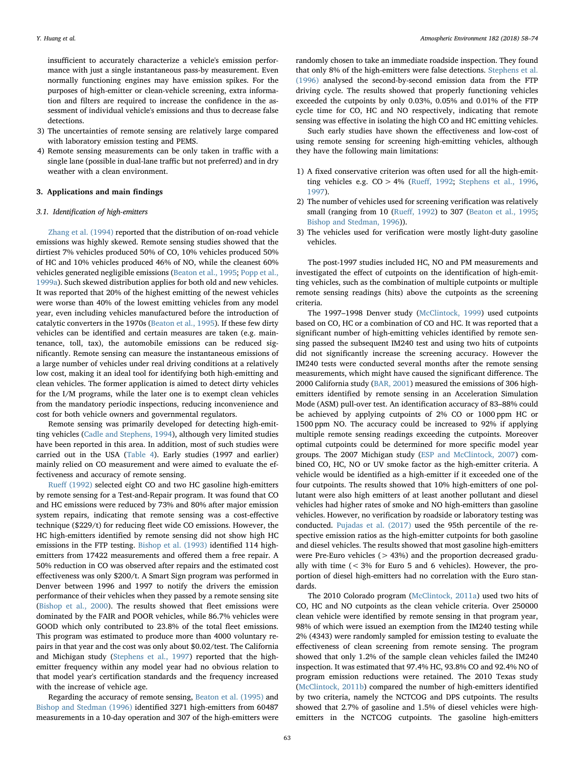insufficient to accurately characterize a vehicle's emission performance with just a single instantaneous pass-by measurement. Even normally functioning engines may have emission spikes. For the purposes of high-emitter or clean-vehicle screening, extra information and filters are required to increase the confidence in the assessment of individual vehicle's emissions and thus to decrease false detections.

3) The uncertainties of remote sensing are relatively large compared with laboratory emission testing and PEMS.
4) Remote sensing measurements can be only taken in traffic with a single lane (possible in dual-lane traffic but not preferred) and in dry weather with a clean environment.

## 3. Applications and main findings

### 3.1. Identification of high-emitters

Zhang et al. (1994) reported that the distribution of on-road vehicle emissions was highly skewed. Remote sensing studies showed that the dirtiest 7% vehicles produced 50% of CO, 10% vehicles produced 50% of HC and 10% vehicles produced 46% of NO, while the cleanest 60% vehicles generated negligible emissions (Beaton et al., 1995; Popp et al., 1999a). Such skewed distribution applies for both old and new vehicles. It was reported that 20% of the highest emitting of the newest vehicles were worse than 40% of the lowest emitting vehicles from any model year, even including vehicles manufactured before the introduction of catalytic converters in the 1970s (Beaton et al., 1995). If these few dirty vehicles can be identified and certain measures are taken (e.g. maintenance, toll, tax), the automobile emissions can be reduced significantly. Remote sensing can measure the instantaneous emissions of a large number of vehicles under real driving conditions at a relatively low cost, making it an ideal tool for identifying both high-emitting and clean vehicles. The former application is aimed to detect dirty vehicles for the I/M programs, while the later one is to exempt clean vehicles from the mandatory periodic inspections, reducing inconvenience and cost for both vehicle owners and governmental regulators.

Remote sensing was primarily developed for detecting high-emitting vehicles (Cadle and Stephens, 1994), although very limited studies have been reported in this area. In addition, most of such studies were carried out in the USA (Table 4). Early studies (1997 and earlier) mainly relied on CO measurement and were aimed to evaluate the effectiveness and accuracy of remote sensing.

Rueff (1992) selected eight CO and two HC gasoline high-emitters by remote sensing for a Test-and-Repair program. It was found that CO and HC emissions were reduced by 73% and 80% after major emission system repairs, indicating that remote sensing was a cost-effective technique ($229/t) for reducing fleet wide CO emissions. However, the HC high-emitters identified by remote sensing did not show high HC emissions in the FTP testing. Bishop et al. (1993) identified 114 high-emitters from 17422 measurements and offered them a free repair. A 50% reduction in CO was observed after repairs and the estimated cost effectiveness was only $200/t. A Smart Sign program was performed in Denver between 1996 and 1997 to notify the drivers the emission performance of their vehicles when they passed by a remote sensing site (Bishop et al., 2000). The results showed that fleet emissions were dominated by the FAIR and POOR vehicles, while 86.7% vehicles were GOOD which only contributed to 23.8% of the total fleet emissions. This program was estimated to produce more than 4000 voluntary repairs in that year and the cost was only about $0.02/test. The California and Michigan study (Stephens et al., 1997) reported that the high-emitter frequency within any model year had no obvious relation to that model year's certification standards and the frequency increased with the increase of vehicle age.

Regarding the accuracy of remote sensing, Beaton et al. (1995) and Bishop and Stedman (1996) identified 3271 high-emitters from 60487 measurements in a 10-day operation and 307 of the high-emitters were randomly chosen to take an immediate roadside inspection. They found that only 8% of the high-emitters were false detections. Stephens et al. (1996) analysed the second-by-second emission data from the FTP driving cycle. The results showed that properly functioning vehicles exceeded the cutpoints by only 0.03%, 0.05% and 0.01% of the FTP cycle time for CO, HC and NO respectively, indicating that remote sensing was effective in isolating the high CO and HC emitting vehicles.

Such early studies have shown the effectiveness and low-cost of using remote sensing for screening high-emitting vehicles, although they have the following main limitations:

1) A fixed conservative criterion was often used for all the high-emitting vehicles e.g. CO > 4% (Rueff, 1992; Stephens et al., 1996, 1997).
2) The number of vehicles used for screening verification was relatively small (ranging from 10 (Rueff, 1992) to 307 (Beaton et al., 1995; Bishop and Stedman, 1996)).
3) The vehicles used for verification were mostly light-duty gasoline vehicles.

The post-1997 studies included HC, NO and PM measurements and investigated the effect of cutpoints on the identification of high-emitting vehicles, such as the combination of multiple cutpoints or multiple remote sensing readings (hits) above the cutpoints as the screening criteria.

The 1997–1998 Denver study (McClintock, 1999) used cutpoints based on CO, HC or a combination of CO and HC. It was reported that a significant number of high-emitting vehicles identified by remote sensing passed the subsequent IM240 test and using two hits of cutpoints did not significantly increase the screening accuracy. However the IM240 tests were conducted several months after the remote sensing measurements, which might have caused the significant difference. The 2000 California study (BAR, 2001) measured the emissions of 306 high-emitters identified by remote sensing in an Acceleration Simulation Mode (ASM) pull-over test. An identification accuracy of 83–88% could be achieved by applying cutpoints of 2% CO or 1000 ppm HC or 1500 ppm NO. The accuracy could be increased to 92% if applying multiple remote sensing readings exceeding the cutpoints. Moreover optimal cutpoints could be determined for more specific model year groups. The 2007 Michigan study (ESP and McClintock, 2007) combined CO, HC, NO or UV smoke factor as the high-emitter criteria. A vehicle would be identified as a high-emitter if it exceeded one of the four cutpoints. The results showed that 10% high-emitters of one pollutant were also high emitters of at least another pollutant and diesel vehicles had higher rates of smoke and NO high-emitters than gasoline vehicles. However, no verification by roadside or laboratory testing was conducted. Pujadas et al. (2017) used the 95th percentile of the respective emission ratios as the high-emitter cutpoints for both gasoline and diesel vehicles. The results showed that most gasoline high-emitters were Pre-Euro vehicles (> 43%) and the proportion decreased gradually with time (< 3% for Euro 5 and 6 vehicles). However, the proportion of diesel high-emitters had no correlation with the Euro standards.

The 2010 Colorado program (McClintock, 2011a) used two hits of CO, HC and NO cutpoints as the clean vehicle criteria. Over 250000 clean vehicle were identified by remote sensing in that program year, 98% of which were issued an exemption from the IM240 testing while 2% (4343) were randomly sampled for emission testing to evaluate the effectiveness of clean screening from remote sensing. The program showed that only 1.2% of the sample clean vehicles failed the IM240 inspection. It was estimated that 97.4% HC, 93.8% CO and 92.4% NO of program emission reductions were retained. The 2010 Texas study (McClintock, 2011b) compared the number of high-emitters identified by two criteria, namely the NCTCOG and DPS cutpoints. The results showed that 2.7% of gasoline and 1.5% of diesel vehicles were high-emitters in the NCTCOG cutpoints. The gasoline high-emitters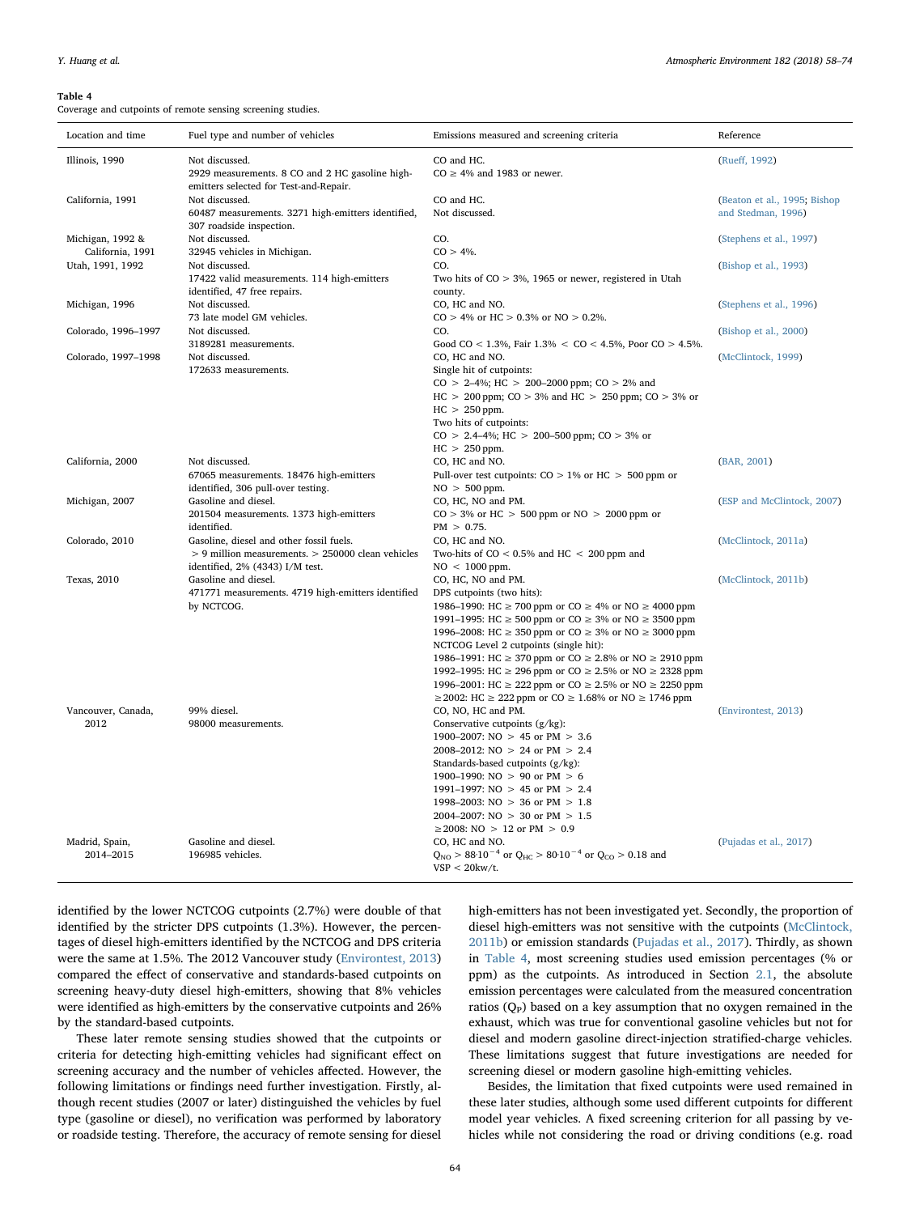**Table 4**
Coverage and cutpoints of remote sensing screening studies.

| Location and time | Fuel type and number of vehicles | Emissions measured and screening criteria | Reference |
|---|---|---|---|
| Illinois, 1990 | Not discussed.<br>2929 measurements. 8 CO and 2 HC gasoline high-emitters selected for Test-and-Repair. | CO and HC.<br>CO ≥ 4% and 1983 or newer. | (Rueff, 1992) |
| California, 1991 | Not discussed.<br>60487 measurements. 3271 high-emitters identified, 307 roadside inspection. | CO and HC.<br>Not discussed. | (Beaton et al., 1995; Bishop and Stedman, 1996) |
| Michigan, 1992 & California, 1991 | Not discussed.<br>32945 vehicles in Michigan. | CO.<br>CO > 4%. | (Stephens et al., 1997) |
| Utah, 1991, 1992 | Not discussed.<br>17422 valid measurements. 114 high-emitters identified, 47 free repairs. | CO.<br>Two hits of CO > 3%, 1965 or newer, registered in Utah county. | (Bishop et al., 1993) |
| Michigan, 1996 | Not discussed.<br>73 late model GM vehicles. | CO, HC and NO.<br>CO > 4% or HC > 0.3% or NO > 0.2%. | (Stephens et al., 1996) |
| Colorado, 1996–1997 | Not discussed.<br>3189281 measurements. | CO.<br>Good CO < 1.3%, Fair 1.3% < CO < 4.5%, Poor CO > 4.5%. | (Bishop et al., 2000) |
| Colorado, 1997–1998 | Not discussed.<br>172633 measurements. | CO, HC and NO.<br>Single hit of cutpoints:<br>CO > 2–4%; HC > 200–2000 ppm; CO > 2% and HC > 200 ppm; CO > 3% and HC > 250 ppm; CO > 3% or HC > 250 ppm.<br>Two hits of cutpoints:<br>CO > 2.4–4%; HC > 200–500 ppm; CO > 3% or HC > 250 ppm. | (McClintock, 1999) |
| California, 2000 | Not discussed.<br>67065 measurements. 18476 high-emitters identified, 306 pull-over testing. | CO, HC and NO.<br>Pull-over test cutpoints: CO > 1% or HC > 500 ppm or NO > 500 ppm. | (BAR, 2001) |
| Michigan, 2007 | Gasoline and diesel.<br>201504 measurements. 1373 high-emitters identified. | CO, HC, NO and PM.<br>CO > 3% or HC > 500 ppm or NO > 2000 ppm or PM > 0.75. | (ESP and McClintock, 2007) |
| Colorado, 2010 | Gasoline, diesel and other fossil fuels.<br>> 9 million measurements. > 250000 clean vehicles identified, 2% (4343) I/M test. | CO, HC and NO.<br>Two-hits of CO < 0.5% and HC < 200 ppm and NO < 1000 ppm. | (McClintock, 2011a) |
| Texas, 2010 | Gasoline and diesel.<br>471771 measurements. 4719 high-emitters identified by NCTCOG. | CO, HC, NO and PM.<br>DPS cutpoints (two hits):<br>1986–1990: HC ≥ 700 ppm or CO ≥ 4% or NO ≥ 4000 ppm<br>1991–1995: HC ≥ 500 ppm or CO ≥ 3% or NO ≥ 3500 ppm<br>1996–2008: HC ≥ 350 ppm or CO ≥ 3% or NO ≥ 3000 ppm<br>NCTCOG Level 2 cutpoints (single hit):<br>1986–1991: HC ≥ 370 ppm or CO ≥ 2.8% or NO ≥ 2910 ppm<br>1992–1995: HC ≥ 296 ppm or CO ≥ 2.5% or NO ≥ 2328 ppm<br>1996–2001: HC ≥ 222 ppm or CO ≥ 2.5% or NO ≥ 2250 ppm<br>≥2002: HC ≥ 222 ppm or CO ≥ 1.68% or NO ≥ 1746 ppm | (McClintock, 2011b) |
| Vancouver, Canada, 2012 | 99% diesel.<br>98000 measurements. | CO, NO, HC and PM.<br>Conservative cutpoints (g/kg):<br>1900–2007: NO > 45 or PM > 3.6<br>2008–2012: NO > 24 or PM > 2.4<br>Standards-based cutpoints (g/kg):<br>1900–1990: NO > 90 or PM > 6<br>1991–1997: NO > 45 or PM > 2.4<br>1998–2003: NO > 36 or PM > 1.8<br>2004–2007: NO > 30 or PM > 1.5<br>≥2008: NO > 12 or PM > 0.9 | (Environtest, 2013) |
| Madrid, Spain, 2014–2015 | Gasoline and diesel.<br>196985 vehicles. | CO, HC and NO.<br>$Q_{NO} > 88 \cdot 10^{-4}$ or $Q_{HC} > 80 \cdot 10^{-4}$ or $Q_{CO} > 0.18$ and VSP < 20kw/t. | (Pujadas et al., 2017) |

identified by the lower NCTCOG cutpoints (2.7%) were double of that identified by the stricter DPS cutpoints (1.3%). However, the percentages of diesel high-emitters identified by the NCTCOG and DPS criteria were the same at 1.5%. The 2012 Vancouver study (Environtest, 2013) compared the effect of conservative and standards-based cutpoints on screening heavy-duty diesel high-emitters, showing that 8% vehicles were identified as high-emitters by the conservative cutpoints and 26% by the standard-based cutpoints.

These later remote sensing studies showed that the cutpoints or criteria for detecting high-emitting vehicles had significant effect on screening accuracy and the number of vehicles affected. However, the following limitations or findings need further investigation. Firstly, although recent studies (2007 or later) distinguished the vehicles by fuel type (gasoline or diesel), no verification was performed by laboratory or roadside testing. Therefore, the accuracy of remote sensing for diesel high-emitters has not been investigated yet. Secondly, the proportion of diesel high-emitters was not sensitive with the cutpoints (McClintock, 2011b) or emission standards (Pujadas et al., 2017). Thirdly, as shown in Table 4, most screening studies used emission percentages (% or ppm) as the cutpoints. As introduced in Section 2.1, the absolute emission percentages were calculated from the measured concentration ratios ($Q_P$) based on a key assumption that no oxygen remained in the exhaust, which was true for conventional gasoline vehicles but not for diesel and modern gasoline direct-injection stratified-charge vehicles. These limitations suggest that future investigations are needed for screening diesel or modern gasoline high-emitting vehicles.

Besides, the limitation that fixed cutpoints were used remained in these later studies, although some used different cutpoints for different model year vehicles. A fixed screening criterion for all passing by vehicles while not considering the road or driving conditions (e.g. road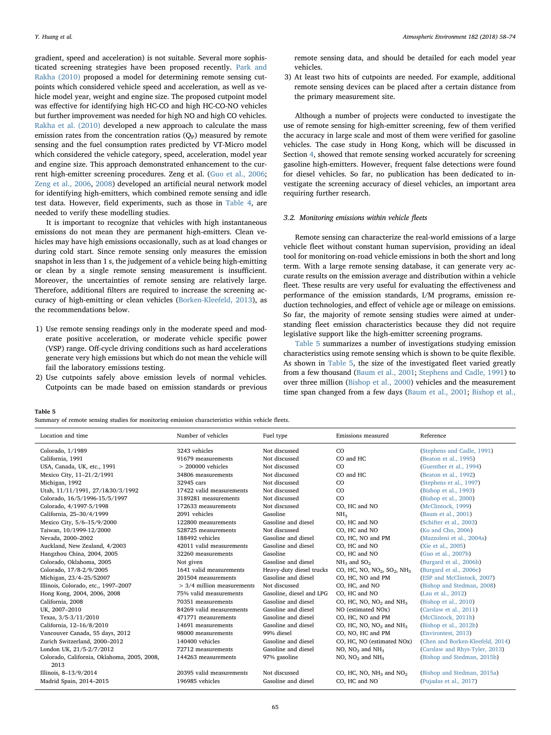gradient, speed and acceleration) is not suitable. Several more sophisticated screening strategies have been proposed recently. Park and Rakha (2010) proposed a model for determining remote sensing cutpoints which considered vehicle speed and acceleration, as well as vehicle model year, weight and engine size. The proposed cutpoint model was effective for identifying high HC-CO and high HC-CO-NO vehicles but further improvement was needed for high NO and high CO vehicles. Rakha et al. (2010) developed a new approach to calculate the mass emission rates from the concentration ratios ($Q_P$) measured by remote sensing and the fuel consumption rates predicted by VT-Micro model which considered the vehicle category, speed, acceleration, model year and engine size. This approach demonstrated enhancement to the current high-emitter screening procedures. Zeng et al. (Guo et al., 2006; Zeng et al., 2006, 2008) developed an artificial neural network model for identifying high-emitters, which combined remote sensing and idle test data. However, field experiments, such as those in Table 4, are needed to verify these modelling studies.

It is important to recognize that vehicles with high instantaneous emissions do not mean they are permanent high-emitters. Clean vehicles may have high emissions occasionally, such as at load changes or during cold start. Since remote sensing only measures the emission snapshot in less than 1 s, the judgement of a vehicle being high-emitting or clean by a single remote sensing measurement is insufficient. Moreover, the uncertainties of remote sensing are relatively large. Therefore, additional filters are required to increase the screening accuracy of high-emitting or clean vehicles (Borken-Kleefeld, 2013), as the recommendations below.

1) Use remote sensing readings only in the moderate speed and moderate positive acceleration, or moderate vehicle specific power (VSP) range. Off-cycle driving conditions such as hard accelerations generate very high emissions but which do not mean the vehicle will fail the laboratory emissions testing.
2) Use cutpoints safely above emission levels of normal vehicles. Cutpoints can be made based on emission standards or previous remote sensing data, and should be detailed for each model year vehicles.
3) At least two hits of cutpoints are needed. For example, additional remote sensing devices can be placed after a certain distance from the primary measurement site.

Although a number of projects were conducted to investigate the use of remote sensing for high-emitter screening, few of them verified the accuracy in large scale and most of them were verified for gasoline vehicles. The case study in Hong Kong, which will be discussed in Section 4, showed that remote sensing worked accurately for screening gasoline high-emitters. However, frequent false detections were found for diesel vehicles. So far, no publication has been dedicated to investigate the screening accuracy of diesel vehicles, an important area requiring further research.

### 3.2. Monitoring emissions within vehicle fleets

Remote sensing can characterize the real-world emissions of a large vehicle fleet without constant human supervision, providing an ideal tool for monitoring on-road vehicle emissions in both the short and long term. With a large remote sensing database, it can generate very accurate results on the emission average and distribution within a vehicle fleet. These results are very useful for evaluating the effectiveness and performance of the emission standards, I/M programs, emission reduction technologies, and effect of vehicle age or mileage on emissions. So far, the majority of remote sensing studies were aimed at understanding fleet emission characteristics because they did not require legislative support like the high-emitter screening programs.

Table 5 summarizes a number of investigations studying emission characteristics using remote sensing which is shown to be quite flexible. As shown in Table 5, the size of the investigated fleet varied greatly from a few thousand (Baum et al., 2001; Stephens and Cadle, 1991) to over three million (Bishop et al., 2000) vehicles and the measurement time span changed from a few days (Baum et al., 2001; Bishop et al.,

**Table 5**
Summary of remote sensing studies for monitoring emission characteristics within vehicle fleets.

| Location and time | Number of vehicles | Fuel type | Emissions measured | Reference |
|---|---|---|---|---|
| Colorado, 1/1989 | 3243 vehicles | Not discussed | CO | (Stephens and Cadle, 1991) |
| California, 1991 | 91679 measurements | Not discussed | CO and HC | (Beaton et al., 1995) |
| USA, Canada, UK, etc., 1991 | > 200000 vehicles | Not discussed | CO | (Guenther et al., 1994) |
| Mexico City, 11–21/2/1991 | 34806 measurements | Not discussed | CO and HC | (Beaton et al., 1992) |
| Michigan, 1992 | 32945 cars | Not discussed | CO | (Stephens et al., 1997) |
| Utah, 11/11/1991, 27/1&30/3/1992 | 17422 valid measurements | Not discussed | CO | (Bishop et al., 1993) |
| Colorado, 16/5/1996-15/5/1997 | 3189281 measurements | Not discussed | CO | (Bishop et al., 2000) |
| Colorado, 4/1997-5/1998 | 172633 measurements | Not discussed | CO, HC and NO | (McClintock, 1999) |
| California, 25–30/4/1999 | 2091 vehicles | Gasoline | $NH_3$ | (Baum et al., 2001) |
| Mexico City, 5/6–15/9/2000 | 122800 measurements | Gasoline and diesel | CO, HC and NO | (Schifter et al., 2003) |
| Taiwan, 10/1999-12/2000 | 528725 measurements | Not discussed | CO, HC and NO | (Ko and Cho, 2006) |
| Nevada, 2000–2002 | 188492 vehicles | Gasoline and diesel | CO, HC, NO and PM | (Mazzoleni et al., 2004a) |
| Auckland, New Zealand, 4/2003 | 42011 valid measurements | Gasoline and diesel | CO, HC and NO | (Xie et al., 2005) |
| Hangzhou China, 2004, 2005 | 32260 measurements | Gasoline | CO, HC and NO | (Guo et al., 2007b) |
| Colorado, Oklahoma, 2005 | Not given | Gasoline and diesel | $NH_3$ and $SO_2$ | (Burgard et al., 2006b) |
| Colorado, 17/8-2/9/2005 | 1641 valid measurements | Heavy-duty diesel trucks | CO, HC, NO, $NO_2$, $SO_2$, $NH_3$ | (Burgard et al., 2006c) |
| Michigan, 23/4–25/52007 | 201504 measurements | Gasoline and diesel | CO, HC, NO and PM | (ESP and McClintock, 2007) |
| Illinois, Colorado, etc., 1997–2007 | > 3/4 million measurements | Not discussed | CO, HC, and NO | (Bishop and Stedman, 2008) |
| Hong Kong, 2004, 2006, 2008 | 75% valid measurements | Gasoline, diesel and LPG | CO, HC and NO | (Lau et al., 2012) |
| California, 2008 | 70351 measurements | Gasoline and diesel | CO, HC, NO, $NO_2$ and $NH_3$ | (Bishop et al., 2010) |
| UK, 2007–2010 | 84269 valid measurements | Gasoline and diesel | NO (estimated NOx) | (Carslaw et al., 2011) |
| Texas, 3/5-3/11/2010 | 471771 measurements | Gasoline and diesel | CO, HC, NO and PM | (McClintock, 2011b) |
| California, 12–16/8/2010 | 14691 measurements | Gasoline and diesel | CO, HC, NO, $NO_2$ and $NH_3$ | (Bishop et al., 2012b) |
| Vancouver Canada, 55 days, 2012 | 98000 measurements | 99% diesel | CO, NO, HC and PM | (Environtest, 2013) |
| Zurich Switzerland, 2000–2012 | 140400 vehicles | Gasoline and diesel | CO, HC, NO (estimated NOx) | (Chen and Borken-Kleefeld, 2014) |
| London UK, 21/5-2/7/2012 | 72712 measurements | Gasoline and diesel | NO, $NO_2$ and $NH_3$ | (Carslaw and Rhys-Tyler, 2013) |
| Colorado, California, Oklahoma, 2005, 2008, 2013 | 144263 measurements | 97% gasoline | NO, $NO_2$ and $NH_3$ | (Bishop and Stedman, 2015b) |
| Illinois, 8–13/9/2014 | 20395 valid measurements | Not discussed | CO, HC, NO, $NH_3$ and $NO_2$ | (Bishop and Stedman, 2015a) |
| Madrid Spain, 2014–2015 | 196985 vehicles | Gasoline and diesel | CO, HC and NO | (Pujadas et al., 2017) |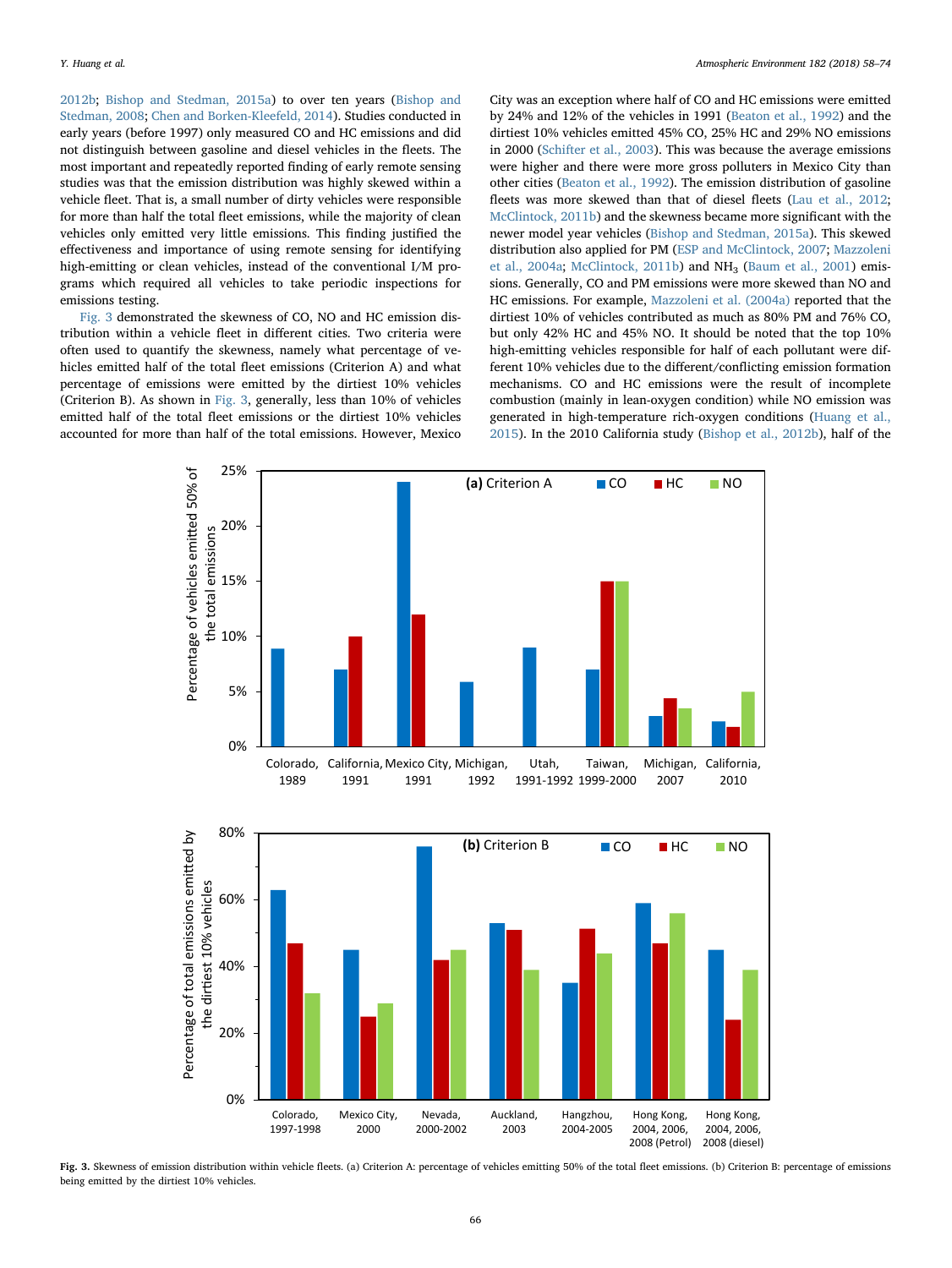2012b; Bishop and Stedman, 2015a) to over ten years (Bishop and Stedman, 2008; Chen and Borken-Kleefeld, 2014). Studies conducted in early years (before 1997) only measured CO and HC emissions and did not distinguish between gasoline and diesel vehicles in the fleets. The most important and repeatedly reported finding of early remote sensing studies was that the emission distribution was highly skewed within a vehicle fleet. That is, a small number of dirty vehicles were responsible for more than half the total fleet emissions, while the majority of clean vehicles only emitted very little emissions. This finding justified the effectiveness and importance of using remote sensing for identifying high-emitting or clean vehicles, instead of the conventional I/M programs which required all vehicles to take periodic inspections for emissions testing.

Fig. 3 demonstrated the skewness of CO, NO and HC emission distribution within a vehicle fleet in different cities. Two criteria were often used to quantify the skewness, namely what percentage of vehicles emitted half of the total fleet emissions (Criterion A) and what percentage of emissions were emitted by the dirtiest 10% vehicles (Criterion B). As shown in Fig. 3, generally, less than 10% of vehicles emitted half of the total fleet emissions or the dirtiest 10% vehicles accounted for more than half of the total emissions. However, Mexico City was an exception where half of CO and HC emissions were emitted by 24% and 12% of the vehicles in 1991 (Beaton et al., 1992) and the dirtiest 10% vehicles emitted 45% CO, 25% HC and 29% NO emissions in 2000 (Schifter et al., 2003). This was because the average emissions were higher and there were more gross polluters in Mexico City than other cities (Beaton et al., 1992). The emission distribution of gasoline fleets was more skewed than that of diesel fleets (Lau et al., 2012; McClintock, 2011b) and the skewness became more significant with the newer model year vehicles (Bishop and Stedman, 2015a). This skewed distribution also applied for PM (ESP and McClintock, 2007; Mazzoleni et al., 2004a; McClintock, 2011b) and $NH_3$ (Baum et al., 2001) emissions. Generally, CO and PM emissions were more skewed than NO and HC emissions. For example, Mazzoleni et al. (2004a) reported that the dirtiest 10% of vehicles contributed as much as 80% PM and 76% CO, but only 42% HC and 45% NO. It should be noted that the top 10% high-emitting vehicles responsible for half of each pollutant were different 10% vehicles due to the different/conflicting emission formation mechanisms. CO and HC emissions were the result of incomplete combustion (mainly in lean-oxygen condition) while NO emission was generated in high-temperature rich-oxygen conditions (Huang et al., 2015). In the 2010 California study (Bishop et al., 2012b), half of the

(a) Criterion A — CO, HC, NO

Percentage of vehicles emitted 50% of the total emissions

25%, 20%, 15%, 10%, 5%, 0%

Colorado, 1989; California, 1991; Mexico City, 1991; Michigan, 1992; Utah, 1991-1992; Taiwan, 1999-2000; Michigan, 2007; California, 2010

(b) Criterion B — CO, HC, NO

Percentage of total emissions emitted by the dirtiest 10% vehicles

80%, 60%, 40%, 20%, 0%

Colorado, 1997-1998; Mexico City, 2000; Nevada, 2000-2002; Auckland, 2003; Hangzhou, 2004-2005; Hong Kong, 2004, 2006, 2008 (Petrol); Hong Kong, 2004, 2006, 2008 (diesel)

**Fig. 3.** Skewness of emission distribution within vehicle fleets. (a) Criterion A: percentage of vehicles emitting 50% of the total fleet emissions. (b) Criterion B: percentage of emissions being emitted by the dirtiest 10% vehicles.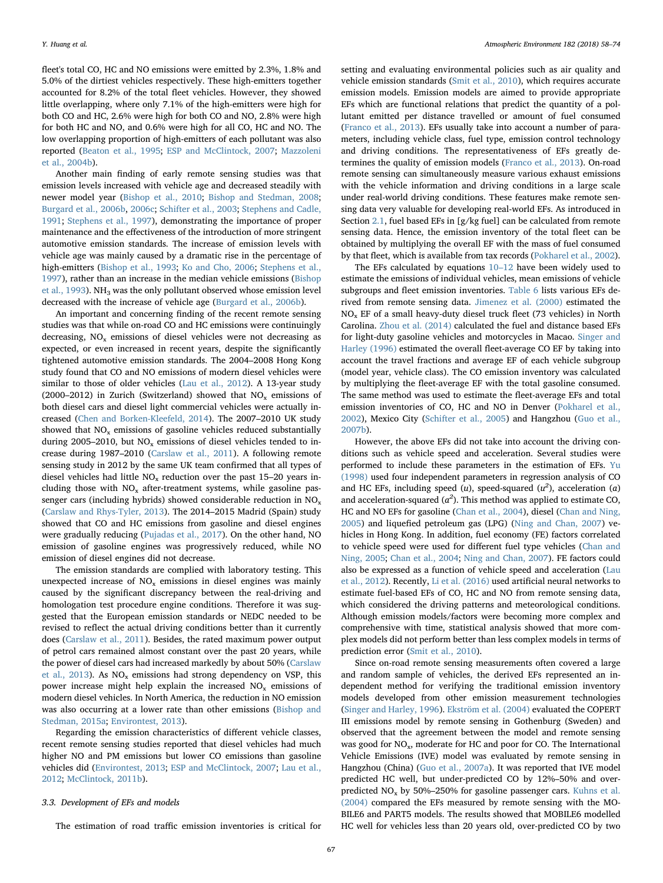fleet's total CO, HC and NO emissions were emitted by 2.3%, 1.8% and 5.0% of the dirtiest vehicles respectively. These high-emitters together accounted for 8.2% of the total fleet vehicles. However, they showed little overlapping, where only 7.1% of the high-emitters were high for both CO and HC, 2.6% were high for both CO and NO, 2.8% were high for both HC and NO, and 0.6% were high for all CO, HC and NO. The low overlapping proportion of high-emitters of each pollutant was also reported (Beaton et al., 1995; ESP and McClintock, 2007; Mazzoleni et al., 2004b).

Another main finding of early remote sensing studies was that emission levels increased with vehicle age and decreased steadily with newer model year (Bishop et al., 2010; Bishop and Stedman, 2008; Burgard et al., 2006b, 2006c; Schifter et al., 2003; Stephens and Cadle, 1991; Stephens et al., 1997), demonstrating the importance of proper maintenance and the effectiveness of the introduction of more stringent automotive emission standards. The increase of emission levels with vehicle age was mainly caused by a dramatic rise in the percentage of high-emitters (Bishop et al., 1993; Ko and Cho, 2006; Stephens et al., 1997), rather than an increase in the median vehicle emissions (Bishop et al., 1993). $NH_3$ was the only pollutant observed whose emission level decreased with the increase of vehicle age (Burgard et al., 2006b).

An important and concerning finding of the recent remote sensing studies was that while on-road CO and HC emissions were continuingly decreasing, $NO_x$ emissions of diesel vehicles were not decreasing as expected, or even increased in recent years, despite the significantly tightened automotive emission standards. The 2004–2008 Hong Kong study found that CO and NO emissions of modern diesel vehicles were similar to those of older vehicles (Lau et al., 2012). A 13-year study (2000–2012) in Zurich (Switzerland) showed that $NO_x$ emissions of both diesel cars and diesel light commercial vehicles were actually increased (Chen and Borken-Kleefeld, 2014). The 2007–2010 UK study showed that $NO_x$ emissions of gasoline vehicles reduced substantially during 2005–2010, but $NO_x$ emissions of diesel vehicles tended to increase during 1987–2010 (Carslaw et al., 2011). A following remote sensing study in 2012 by the same UK team confirmed that all types of diesel vehicles had little $NO_x$ reduction over the past 15–20 years including those with $NO_x$ after-treatment systems, while gasoline passenger cars (including hybrids) showed considerable reduction in $NO_x$ (Carslaw and Rhys-Tyler, 2013). The 2014–2015 Madrid (Spain) study showed that CO and HC emissions from gasoline and diesel engines were gradually reducing (Pujadas et al., 2017). On the other hand, NO emission of gasoline engines was progressively reduced, while NO emission of diesel engines did not decrease.

The emission standards are complied with laboratory testing. This unexpected increase of $NO_x$ emissions in diesel engines was mainly caused by the significant discrepancy between the real-driving and homologation test procedure engine conditions. Therefore it was suggested that the European emission standards or NEDC needed to be revised to reflect the actual driving conditions better than it currently does (Carslaw et al., 2011). Besides, the rated maximum power output of petrol cars remained almost constant over the past 20 years, while the power of diesel cars had increased markedly by about 50% (Carslaw et al., 2013). As $NO_x$ emissions had strong dependency on VSP, this power increase might help explain the increased $NO_x$ emissions of modern diesel vehicles. In North America, the reduction in NO emission was also occurring at a lower rate than other emissions (Bishop and Stedman, 2015a; Environtest, 2013).

Regarding the emission characteristics of different vehicle classes, recent remote sensing studies reported that diesel vehicles had much higher NO and PM emissions but lower CO emissions than gasoline vehicles did (Environtest, 2013; ESP and McClintock, 2007; Lau et al., 2012; McClintock, 2011b).

### 3.3. Development of EFs and models

The estimation of road traffic emission inventories is critical for setting and evaluating environmental policies such as air quality and vehicle emission standards (Smit et al., 2010), which requires accurate emission models. Emission models are aimed to provide appropriate EFs which are functional relations that predict the quantity of a pollutant emitted per distance travelled or amount of fuel consumed (Franco et al., 2013). EFs usually take into account a number of parameters, including vehicle class, fuel type, emission control technology and driving conditions. The representativeness of EFs greatly determines the quality of emission models (Franco et al., 2013). On-road remote sensing can simultaneously measure various exhaust emissions with the vehicle information and driving conditions in a large scale under real-world driving conditions. These features make remote sensing data very valuable for developing real-world EFs. As introduced in Section 2.1, fuel based EFs in [g/kg fuel] can be calculated from remote sensing data. Hence, the emission inventory of the total fleet can be obtained by multiplying the overall EF with the mass of fuel consumed by that fleet, which is available from tax records (Pokharel et al., 2002).

The EFs calculated by equations 10–12 have been widely used to estimate the emissions of individual vehicles, mean emissions of vehicle subgroups and fleet emission inventories. Table 6 lists various EFs derived from remote sensing data. Jimenez et al. (2000) estimated the $NO_x$ EF of a small heavy-duty diesel truck fleet (73 vehicles) in North Carolina. Zhou et al. (2014) calculated the fuel and distance based EFs for light-duty gasoline vehicles and motorcycles in Macao. Singer and Harley (1996) estimated the overall fleet-average CO EF by taking into account the travel fractions and average EF of each vehicle subgroup (model year, vehicle class). The CO emission inventory was calculated by multiplying the fleet-average EF with the total gasoline consumed. The same method was used to estimate the fleet-average EFs and total emission inventories of CO, HC and NO in Denver (Pokharel et al., 2002), Mexico City (Schifter et al., 2005) and Hangzhou (Guo et al., 2007b).

However, the above EFs did not take into account the driving conditions such as vehicle speed and acceleration. Several studies were performed to include these parameters in the estimation of EFs. Yu (1998) used four independent parameters in regression analysis of CO and HC EFs, including speed ($u$), speed-squared ($u^2$), acceleration ($a$) and acceleration-squared ($a^2$). This method was applied to estimate CO, HC and NO EFs for gasoline (Chan et al., 2004), diesel (Chan and Ning, 2005) and liquefied petroleum gas (LPG) (Ning and Chan, 2007) vehicles in Hong Kong. In addition, fuel economy (FE) factors correlated to vehicle speed were used for different fuel type vehicles (Chan and Ning, 2005; Chan et al., 2004; Ning and Chan, 2007). FE factors could also be expressed as a function of vehicle speed and acceleration (Lau et al., 2012). Recently, Li et al. (2016) used artificial neural networks to estimate fuel-based EFs of CO, HC and NO from remote sensing data, which considered the driving patterns and meteorological conditions. Although emission models/factors were becoming more complex and comprehensive with time, statistical analysis showed that more complex models did not perform better than less complex models in terms of prediction error (Smit et al., 2010).

Since on-road remote sensing measurements often covered a large and random sample of vehicles, the derived EFs represented an independent method for verifying the traditional emission inventory models developed from other emission measurement technologies (Singer and Harley, 1996). Ekström et al. (2004) evaluated the COPERT III emissions model by remote sensing in Gothenburg (Sweden) and observed that the agreement between the model and remote sensing was good for $NO_x$, moderate for HC and poor for CO. The International Vehicle Emissions (IVE) model was evaluated by remote sensing in Hangzhou (China) (Guo et al., 2007a). It was reported that IVE model predicted HC well, but under-predicted CO by 12%–50% and over-predicted $NO_x$ by 50%–250% for gasoline passenger cars. Kuhns et al. (2004) compared the EFs measured by remote sensing with the MOBILE6 and PART5 models. The results showed that MOBILE6 modelled HC well for vehicles less than 20 years old, over-predicted CO by two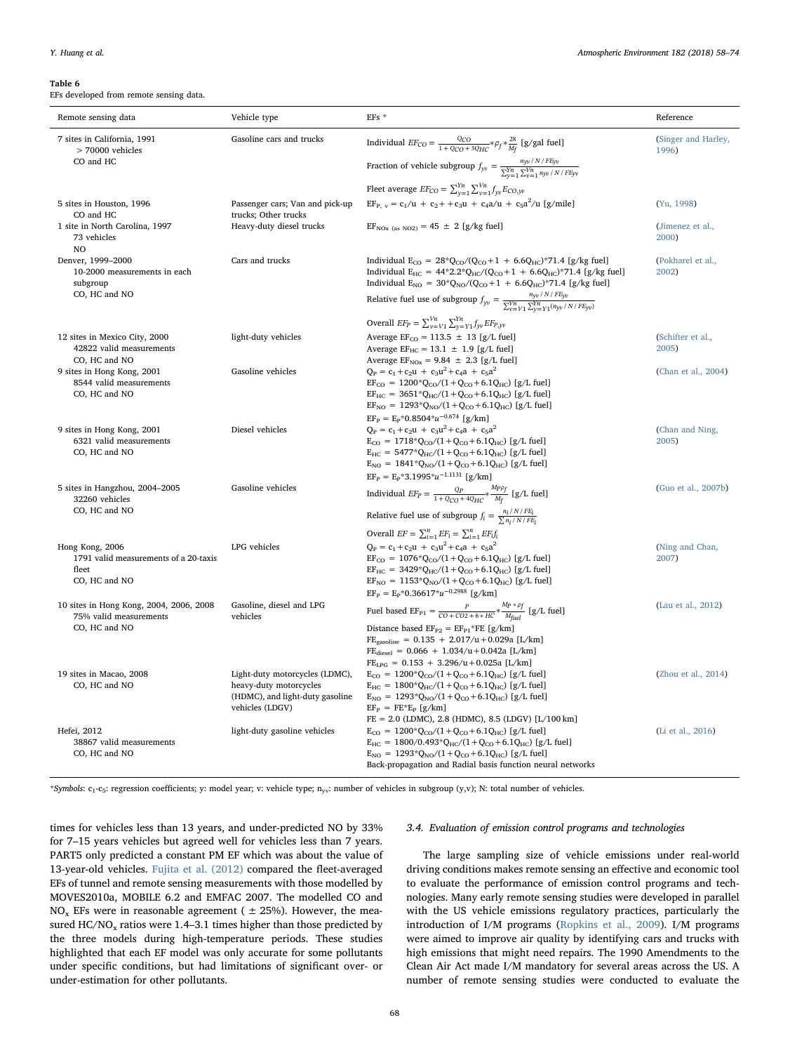**Table 6**
EFs developed from remote sensing data.

| Remote sensing data | Vehicle type | EFs * | Reference |
|---|---|---|---|
| 7 sites in California, 1991 > 70000 vehicles CO and HC | Gasoline cars and trucks | Individual $EF_{CO} = \frac{Q_{CO}}{1+Q_{CO}+3Q_{HC}} * \rho_f * \frac{28}{M_f}$ [g/gal fuel] Fraction of vehicle subgroup $f_{yv} = \frac{n_{yv}/N/FE_{yv}}{\sum_{y=1}^{Yn}\sum_{v=1}^{Vn} n_{yv}/N/FE_{yv}}$ Fleet average $EF_{CO} = \sum_{y=1}^{Yn}\sum_{v=1}^{Vn} f_{yv} E_{CO,yv}$ | (Singer and Harley, 1996) |
| 5 sites in Houston, 1996 CO and HC | Passenger cars; Van and pick-up trucks; Other trucks | $EF_{P,\ v} = c_1/u + c_2 + +c_3u + c_4a/u + c_5a^2/u$ [g/mile] | (Yu, 1998) |
| 1 site in North Carolina, 1997 73 vehicles NO | Heavy-duty diesel trucks | $EF_{NOx\ (as\ NO2)} = 45 \pm 2$ [g/kg fuel] | (Jimenez et al., 2000) |
| Denver, 1999–2000 10-2000 measurements in each subgroup CO, HC and NO | Cars and trucks | Individual $E_{CO} = 28*Q_{CO}/(Q_{CO}+1 + 6.6Q_{HC})*71.4$ [g/kg fuel] Individual $E_{HC} = 44*2.2*Q_{HC}/(Q_{CO}+1 + 6.6Q_{HC})*71.4$ [g/kg fuel] Individual $E_{NO} = 30*Q_{NO}/(Q_{CO}+1 + 6.6Q_{HC})*71.4$ [g/kg fuel] Relative fuel use of subgroup $f_{yv} = \frac{n_{yv}/N/FE_{yv}}{\sum_{v=V1}^{Vn}\sum_{y=Y1}^{Yn}(n_{yv}/N/FE_{yv})}$ Overall $EF_P = \sum_{v=V1}^{Vn}\sum_{y=Y1}^{Yn} f_{yv} EF_{P,yv}$ | (Pokharel et al., 2002) |
| 12 sites in Mexico City, 2000 42822 valid measurements CO, HC and NO | light-duty vehicles | Average $EF_{CO} = 113.5 \pm 13$ [g/L fuel] Average $EF_{HC} = 13.1 \pm 1.9$ [g/L fuel] Average $EF_{NOx} = 9.84 \pm 2.3$ [g/L fuel] | (Schifter et al., 2005) |
| 9 sites in Hong Kong, 2001 8544 valid measurements CO, HC and NO | Gasoline vehicles | $Q_P = c_1 + c_2u + c_3u^2 + c_4a + c_5a^2$ $EF_{CO} = 1200*Q_{CO}/(1+Q_{CO}+6.1Q_{HC})$ [g/L fuel] $EF_{HC} = 3651*Q_{HC}/(1+Q_{CO}+6.1Q_{HC})$ [g/L fuel] $EF_{NO} = 1293*Q_{NO}/(1+Q_{CO}+6.1Q_{HC})$ [g/L fuel] $EF_P = E_P*0.8504*u^{-0.674}$ [g/km] | (Chan et al., 2004) |
| 9 sites in Hong Kong, 2001 6321 valid measurements CO, HC and NO | Diesel vehicles | $Q_P = c_1 + c_2u + c_3u^2 + c_4a + c_5a^2$ $E_{CO} = 1718*Q_{CO}/(1+Q_{CO}+6.1Q_{HC})$ [g/L fuel] $E_{HC} = 5477*Q_{HC}/(1+Q_{CO}+6.1Q_{HC})$ [g/L fuel] $E_{NO} = 1841*Q_{NO}/(1+Q_{CO}+6.1Q_{HC})$ [g/L fuel] $EF_P = E_P*3.1995*u^{-1.1131}$ [g/km] | (Chan and Ning, 2005) |
| 5 sites in Hangzhou, 2004–2005 32260 vehicles CO, HC and NO | Gasoline vehicles | Individual $EF_P = \frac{Q_P}{1+Q_{CO}+4Q_{HC}} * \frac{M_P \rho_f}{M_f}$ [g/L fuel] Relative fuel use of subgroup $f_i = \frac{n_i/N/FE_i}{\sum n_i/N/FE_i}$ Overall $EF = \sum_{i=1}^{n} EF_i = \sum_{i=1}^{n} EF_i f_i$ | (Guo et al., 2007b) |
| Hong Kong, 2006 1791 valid measurements of a 20-taxis fleet CO, HC and NO | LPG vehicles | $Q_P = c_1 + c_2u + c_3u^2 + c_4a + c_5a^2$ $EF_{CO} = 1076*Q_{CO}/(1+Q_{CO}+6.1Q_{HC})$ [g/L fuel] $EF_{HC} = 3429*Q_{HC}/(1+Q_{CO}+6.1Q_{HC})$ [g/L fuel] $EF_{NO} = 1153*Q_{NO}/(1+Q_{CO}+6.1Q_{HC})$ [g/L fuel] $EF_P = E_P*0.36617*u^{-0.2988}$ [g/km] | (Ning and Chan, 2007) |
| 10 sites in Hong Kong, 2004, 2006, 2008 75% valid measurements CO, HC and NO | Gasoline, diesel and LPG vehicles | Fuel based $EF_{P1} = \frac{P}{CO+CO2+6*HC} * \frac{M_P*\rho f}{M_{fuel}}$ [g/L fuel] Distance based $EF_{P2} = EF_{P1}*FE$ [g/km] $FE_{gasoline} = 0.135 + 2.017/u + 0.029a$ [L/km] $FE_{diesel} = 0.066 + 1.034/u + 0.042a$ [L/km] $FE_{LPG} = 0.153 + 3.296/u + 0.025a$ [L/km] | (Lau et al., 2012) |
| 19 sites in Macao, 2008 CO, HC and NO | Light-duty motorcycles (LDMC), heavy-duty motorcycles (HDMC), and light-duty gasoline vehicles (LDGV) | $E_{CO} = 1200*Q_{CO}/(1+Q_{CO}+6.1Q_{HC})$ [g/L fuel] $E_{HC} = 1800*Q_{HC}/(1+Q_{CO}+6.1Q_{HC})$ [g/L fuel] $E_{NO} = 1293*Q_{NO}/(1+Q_{CO}+6.1Q_{HC})$ [g/L fuel] $EF_P = FE*E_P$ [g/km] FE = 2.0 (LDMC), 2.8 (HDMC), 8.5 (LDGV) [L/100 km] | (Zhou et al., 2014) |
| Hefei, 2012 38867 valid measurements CO, HC and NO | light-duty gasoline vehicles | $E_{CO} = 1200*Q_{CO}/(1+Q_{CO}+6.1Q_{HC})$ [g/L fuel] $E_{HC} = 1800/0.493*Q_{HC}/(1+Q_{CO}+6.1Q_{HC})$ [g/L fuel] $E_{NO} = 1293*Q_{NO}/(1+Q_{CO}+6.1Q_{HC})$ [g/L fuel] Back-propagation and Radial basis function neural networks | (Li et al., 2016) |

*Symbols: $c_1$-$c_5$: regression coefficients; y: model year; v: vehicle type; $n_{yv}$: number of vehicles in subgroup (y,v); N: total number of vehicles.

times for vehicles less than 13 years, and under-predicted NO by 33% for 7–15 years vehicles but agreed well for vehicles less than 7 years. PART5 only predicted a constant PM EF which was about the value of 13-year-old vehicles. Fujita et al. (2012) compared the fleet-averaged EFs of tunnel and remote sensing measurements with those modelled by MOVES2010a, MOBILE 6.2 and EMFAC 2007. The modelled CO and $NO_x$ EFs were in reasonable agreement ( ± 25%). However, the measured HC/$NO_x$ ratios were 1.4–3.1 times higher than those predicted by the three models during high-temperature periods. These studies highlighted that each EF model was only accurate for some pollutants under specific conditions, but had limitations of significant over- or under-estimation for other pollutants.

### 3.4. Evaluation of emission control programs and technologies

The large sampling size of vehicle emissions under real-world driving conditions makes remote sensing an effective and economic tool to evaluate the performance of emission control programs and technologies. Many early remote sensing studies were developed in parallel with the US vehicle emissions regulatory practices, particularly the introduction of I/M programs (Ropkins et al., 2009). I/M programs were aimed to improve air quality by identifying cars and trucks with high emissions that might need repairs. The 1990 Amendments to the Clean Air Act made I/M mandatory for several areas across the US. A number of remote sensing studies were conducted to evaluate the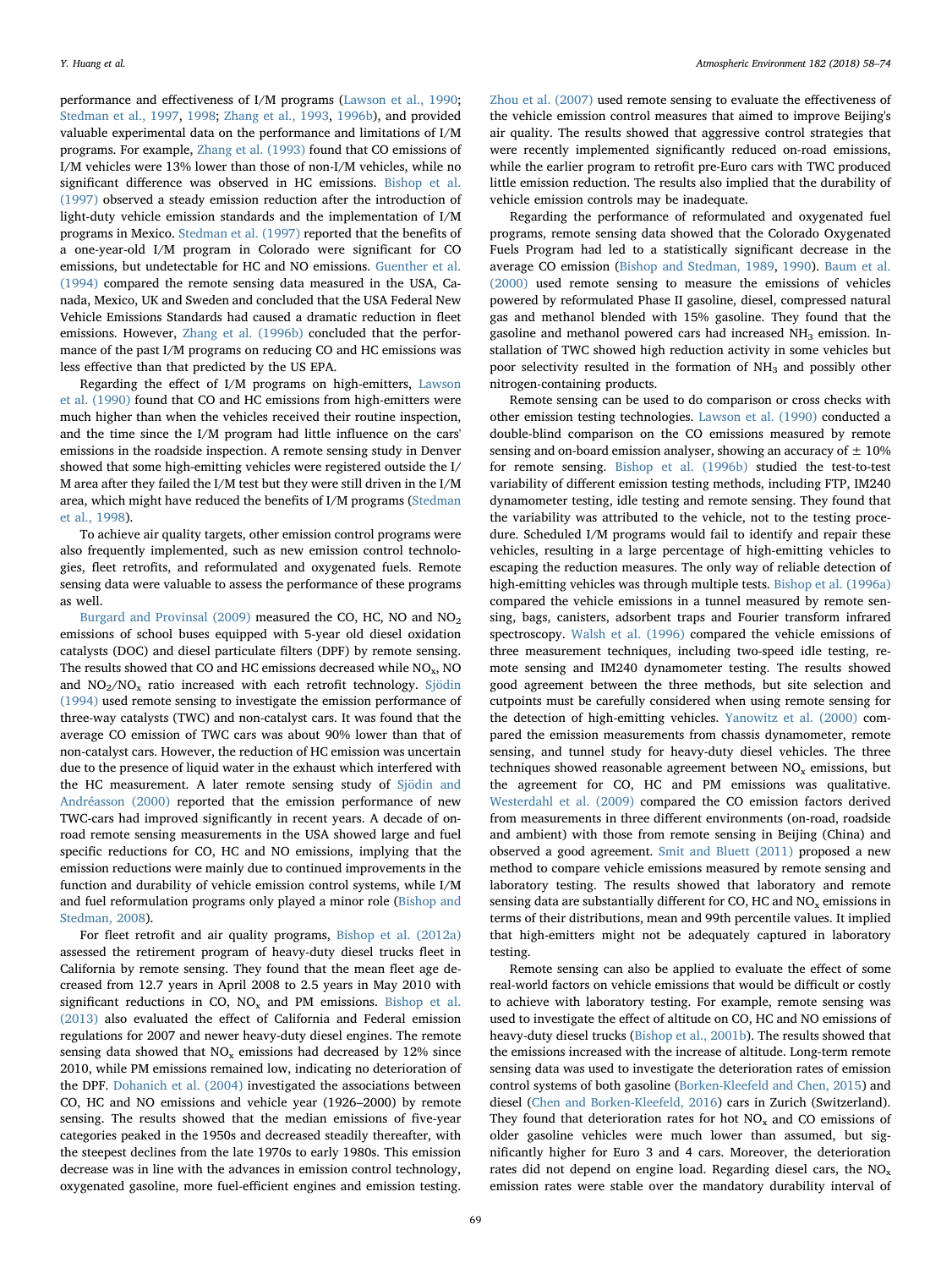performance and effectiveness of I/M programs (Lawson et al., 1990; Stedman et al., 1997, 1998; Zhang et al., 1993, 1996b), and provided valuable experimental data on the performance and limitations of I/M programs. For example, Zhang et al. (1993) found that CO emissions of I/M vehicles were 13% lower than those of non-I/M vehicles, while no significant difference was observed in HC emissions. Bishop et al. (1997) observed a steady emission reduction after the introduction of light-duty vehicle emission standards and the implementation of I/M programs in Mexico. Stedman et al. (1997) reported that the benefits of a one-year-old I/M program in Colorado were significant for CO emissions, but undetectable for HC and NO emissions. Guenther et al. (1994) compared the remote sensing data measured in the USA, Canada, Mexico, UK and Sweden and concluded that the USA Federal New Vehicle Emissions Standards had caused a dramatic reduction in fleet emissions. However, Zhang et al. (1996b) concluded that the performance of the past I/M programs on reducing CO and HC emissions was less effective than that predicted by the US EPA.

Regarding the effect of I/M programs on high-emitters, Lawson et al. (1990) found that CO and HC emissions from high-emitters were much higher than when the vehicles received their routine inspection, and the time since the I/M program had little influence on the cars' emissions in the roadside inspection. A remote sensing study in Denver showed that some high-emitting vehicles were registered outside the I/M area after they failed the I/M test but they were still driven in the I/M area, which might have reduced the benefits of I/M programs (Stedman et al., 1998).

To achieve air quality targets, other emission control programs were also frequently implemented, such as new emission control technologies, fleet retrofits, and reformulated and oxygenated fuels. Remote sensing data were valuable to assess the performance of these programs as well.

Burgard and Provinsal (2009) measured the CO, HC, NO and $NO_2$ emissions of school buses equipped with 5-year old diesel oxidation catalysts (DOC) and diesel particulate filters (DPF) by remote sensing. The results showed that CO and HC emissions decreased while $NO_x$, NO and $NO_2/NO_x$ ratio increased with each retrofit technology. Sjödin (1994) used remote sensing to investigate the emission performance of three-way catalysts (TWC) and non-catalyst cars. It was found that the average CO emission of TWC cars was about 90% lower than that of non-catalyst cars. However, the reduction of HC emission was uncertain due to the presence of liquid water in the exhaust which interfered with the HC measurement. A later remote sensing study of Sjödin and Andréasson (2000) reported that the emission performance of new TWC-cars had improved significantly in recent years. A decade of on-road remote sensing measurements in the USA showed large and fuel specific reductions for CO, HC and NO emissions, implying that the emission reductions were mainly due to continued improvements in the function and durability of vehicle emission control systems, while I/M and fuel reformulation programs only played a minor role (Bishop and Stedman, 2008).

For fleet retrofit and air quality programs, Bishop et al. (2012a) assessed the retirement program of heavy-duty diesel trucks fleet in California by remote sensing. They found that the mean fleet age decreased from 12.7 years in April 2008 to 2.5 years in May 2010 with significant reductions in CO, $NO_x$ and PM emissions. Bishop et al. (2013) also evaluated the effect of California and Federal emission regulations for 2007 and newer heavy-duty diesel engines. The remote sensing data showed that $NO_x$ emissions had decreased by 12% since 2010, while PM emissions remained low, indicating no deterioration of the DPF. Dohanich et al. (2004) investigated the associations between CO, HC and NO emissions and vehicle year (1926–2000) by remote sensing. The results showed that the median emissions of five-year categories peaked in the 1950s and decreased steadily thereafter, with the steepest declines from the late 1970s to early 1980s. This emission decrease was in line with the advances in emission control technology, oxygenated gasoline, more fuel-efficient engines and emission testing. Zhou et al. (2007) used remote sensing to evaluate the effectiveness of the vehicle emission control measures that aimed to improve Beijing's air quality. The results showed that aggressive control strategies that were recently implemented significantly reduced on-road emissions, while the earlier program to retrofit pre-Euro cars with TWC produced little emission reduction. The results also implied that the durability of vehicle emission controls may be inadequate.

Regarding the performance of reformulated and oxygenated fuel programs, remote sensing data showed that the Colorado Oxygenated Fuels Program had led to a statistically significant decrease in the average CO emission (Bishop and Stedman, 1989, 1990). Baum et al. (2000) used remote sensing to measure the emissions of vehicles powered by reformulated Phase II gasoline, diesel, compressed natural gas and methanol blended with 15% gasoline. They found that the gasoline and methanol powered cars had increased $NH_3$ emission. Installation of TWC showed high reduction activity in some vehicles but poor selectivity resulted in the formation of $NH_3$ and possibly other nitrogen-containing products.

Remote sensing can be used to do comparison or cross checks with other emission testing technologies. Lawson et al. (1990) conducted a double-blind comparison on the CO emissions measured by remote sensing and on-board emission analyser, showing an accuracy of ± 10% for remote sensing. Bishop et al. (1996b) studied the test-to-test variability of different emission testing methods, including FTP, IM240 dynamometer testing, idle testing and remote sensing. They found that the variability was attributed to the vehicle, not to the testing procedure. Scheduled I/M programs would fail to identify and repair these vehicles, resulting in a large percentage of high-emitting vehicles to escaping the reduction measures. The only way of reliable detection of high-emitting vehicles was through multiple tests. Bishop et al. (1996a) compared the vehicle emissions in a tunnel measured by remote sensing, bags, canisters, adsorbent traps and Fourier transform infrared spectroscopy. Walsh et al. (1996) compared the vehicle emissions of three measurement techniques, including two-speed idle testing, remote sensing and IM240 dynamometer testing. The results showed good agreement between the three methods, but site selection and cutpoints must be carefully considered when using remote sensing for the detection of high-emitting vehicles. Yanowitz et al. (2000) compared the emission measurements from chassis dynamometer, remote sensing, and tunnel study for heavy-duty diesel vehicles. The three techniques showed reasonable agreement between $NO_x$ emissions, but the agreement for CO, HC and PM emissions was qualitative. Westerdahl et al. (2009) compared the CO emission factors derived from measurements in three different environments (on-road, roadside and ambient) with those from remote sensing in Beijing (China) and observed a good agreement. Smit and Bluett (2011) proposed a new method to compare vehicle emissions measured by remote sensing and laboratory testing. The results showed that laboratory and remote sensing data are substantially different for CO, HC and $NO_x$ emissions in terms of their distributions, mean and 99th percentile values. It implied that high-emitters might not be adequately captured in laboratory testing.

Remote sensing can also be applied to evaluate the effect of some real-world factors on vehicle emissions that would be difficult or costly to achieve with laboratory testing. For example, remote sensing was used to investigate the effect of altitude on CO, HC and NO emissions of heavy-duty diesel trucks (Bishop et al., 2001b). The results showed that the emissions increased with the increase of altitude. Long-term remote sensing data was used to investigate the deterioration rates of emission control systems of both gasoline (Borken-Kleefeld and Chen, 2015) and diesel (Chen and Borken-Kleefeld, 2016) cars in Zurich (Switzerland). They found that deterioration rates for hot $NO_x$ and CO emissions of older gasoline vehicles were much lower than assumed, but significantly higher for Euro 3 and 4 cars. Moreover, the deterioration rates did not depend on engine load. Regarding diesel cars, the $NO_x$ emission rates were stable over the mandatory durability interval of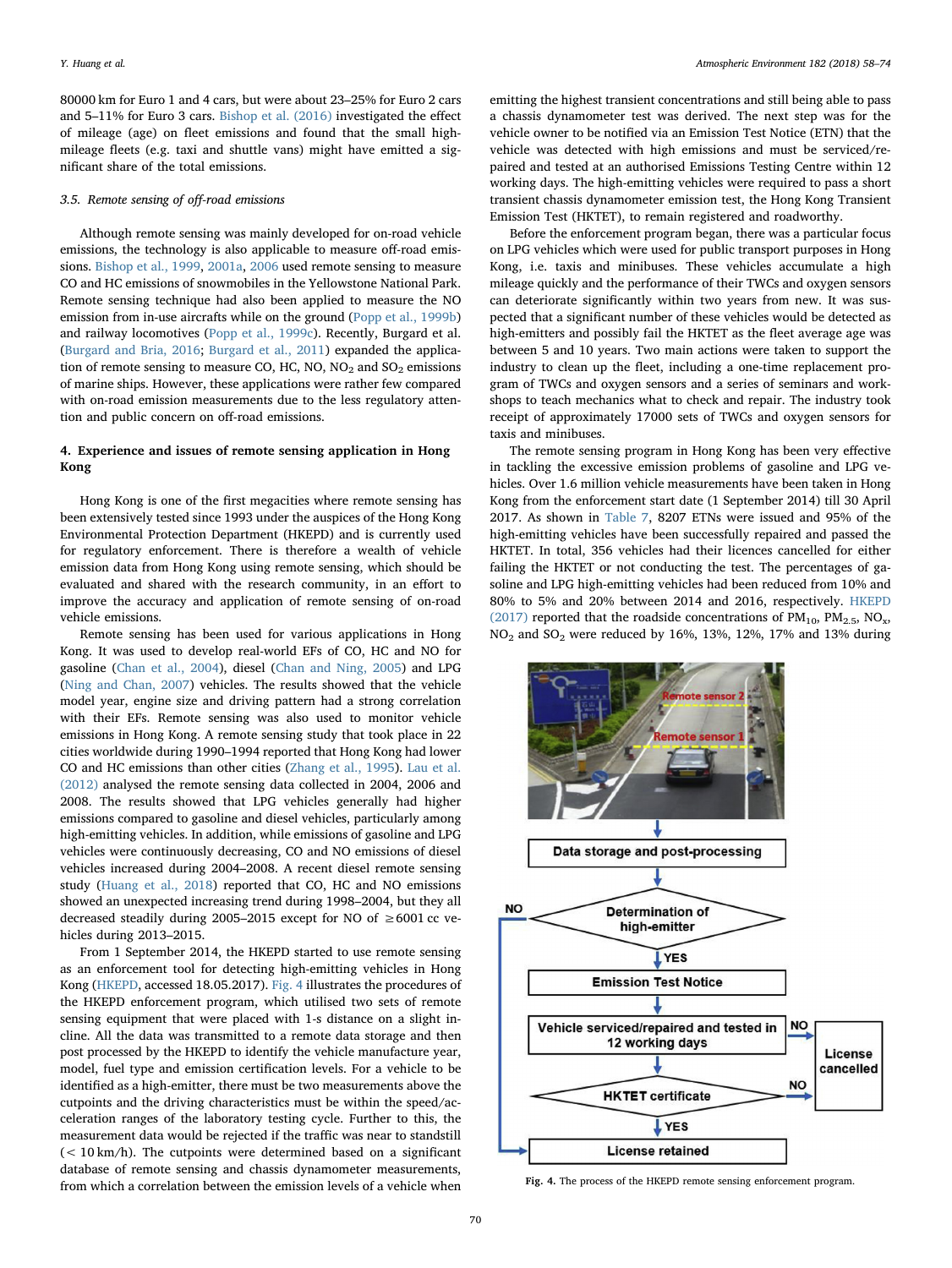80000 km for Euro 1 and 4 cars, but were about 23–25% for Euro 2 cars and 5–11% for Euro 3 cars. Bishop et al. (2016) investigated the effect of mileage (age) on fleet emissions and found that the small high-mileage fleets (e.g. taxi and shuttle vans) might have emitted a significant share of the total emissions.

### 3.5. Remote sensing of off-road emissions

Although remote sensing was mainly developed for on-road vehicle emissions, the technology is also applicable to measure off-road emissions. Bishop et al., 1999, 2001a, 2006 used remote sensing to measure CO and HC emissions of snowmobiles in the Yellowstone National Park. Remote sensing technique had also been applied to measure the NO emission from in-use aircrafts while on the ground (Popp et al., 1999b) and railway locomotives (Popp et al., 1999c). Recently, Burgard et al. (Burgard and Bria, 2016; Burgard et al., 2011) expanded the application of remote sensing to measure CO, HC, NO, $NO_2$ and $SO_2$ emissions of marine ships. However, these applications were rather few compared with on-road emission measurements due to the less regulatory attention and public concern on off-road emissions.

## 4. Experience and issues of remote sensing application in Hong Kong

Hong Kong is one of the first megacities where remote sensing has been extensively tested since 1993 under the auspices of the Hong Kong Environmental Protection Department (HKEPD) and is currently used for regulatory enforcement. There is therefore a wealth of vehicle emission data from Hong Kong using remote sensing, which should be evaluated and shared with the research community, in an effort to improve the accuracy and application of remote sensing of on-road vehicle emissions.

Remote sensing has been used for various applications in Hong Kong. It was used to develop real-world EFs of CO, HC and NO for gasoline (Chan et al., 2004), diesel (Chan and Ning, 2005) and LPG (Ning and Chan, 2007) vehicles. The results showed that the vehicle model year, engine size and driving pattern had a strong correlation with their EFs. Remote sensing was also used to monitor vehicle emissions in Hong Kong. A remote sensing study that took place in 22 cities worldwide during 1990–1994 reported that Hong Kong had lower CO and HC emissions than other cities (Zhang et al., 1995). Lau et al. (2012) analysed the remote sensing data collected in 2004, 2006 and 2008. The results showed that LPG vehicles generally had higher emissions compared to gasoline and diesel vehicles, particularly among high-emitting vehicles. In addition, while emissions of gasoline and LPG vehicles were continuously decreasing, CO and NO emissions of diesel vehicles increased during 2004–2008. A recent diesel remote sensing study (Huang et al., 2018) reported that CO, HC and NO emissions showed an unexpected increasing trend during 1998–2004, but they all decreased steadily during 2005–2015 except for NO of ≥6001 cc vehicles during 2013–2015.

From 1 September 2014, the HKEPD started to use remote sensing as an enforcement tool for detecting high-emitting vehicles in Hong Kong (HKEPD, accessed 18.05.2017). Fig. 4 illustrates the procedures of the HKEPD enforcement program, which utilised two sets of remote sensing equipment that were placed with 1-s distance on a slight incline. All the data was transmitted to a remote data storage and then post processed by the HKEPD to identify the vehicle manufacture year, model, fuel type and emission certification levels. For a vehicle to be identified as a high-emitter, there must be two measurements above the cutpoints and the driving characteristics must be within the speed/acceleration ranges of the laboratory testing cycle. Further to this, the measurement data would be rejected if the traffic was near to standstill (< 10 km/h). The cutpoints were determined based on a significant database of remote sensing and chassis dynamometer measurements, from which a correlation between the emission levels of a vehicle when emitting the highest transient concentrations and still being able to pass a chassis dynamometer test was derived. The next step was for the vehicle owner to be notified via an Emission Test Notice (ETN) that the vehicle was detected with high emissions and must be serviced/repaired and tested at an authorised Emissions Testing Centre within 12 working days. The high-emitting vehicles were required to pass a short transient chassis dynamometer emission test, the Hong Kong Transient Emission Test (HKTET), to remain registered and roadworthy.

Before the enforcement program began, there was a particular focus on LPG vehicles which were used for public transport purposes in Hong Kong, i.e. taxis and minibuses. These vehicles accumulate a high mileage quickly and the performance of their TWCs and oxygen sensors can deteriorate significantly within two years from new. It was suspected that a significant number of these vehicles would be detected as high-emitters and possibly fail the HKTET as the fleet average age was between 5 and 10 years. Two main actions were taken to support the industry to clean up the fleet, including a one-time replacement program of TWCs and oxygen sensors and a series of seminars and workshops to teach mechanics what to check and repair. The industry took receipt of approximately 17000 sets of TWCs and oxygen sensors for taxis and minibuses.

The remote sensing program in Hong Kong has been very effective in tackling the excessive emission problems of gasoline and LPG vehicles. Over 1.6 million vehicle measurements have been taken in Hong Kong from the enforcement start date (1 September 2014) till 30 April 2017. As shown in Table 7, 8207 ETNs were issued and 95% of the high-emitting vehicles have been successfully repaired and passed the HKTET. In total, 356 vehicles had their licences cancelled for either failing the HKTET or not conducting the test. The percentages of gasoline and LPG high-emitting vehicles had been reduced from 10% and 80% to 5% and 20% between 2014 and 2016, respectively. HKEPD (2017) reported that the roadside concentrations of $PM_{10}$, $PM_{2.5}$, $NO_x$, $NO_2$ and $SO_2$ were reduced by 16%, 13%, 12%, 17% and 13% during

Remote sensor 2
Remote sensor 1
Data storage and post-processing
Determination of high-emitter
NO
YES
Emission Test Notice
Vehicle serviced/repaired and tested in 12 working days
NO
License cancelled
HKTET certificate
NO
YES
License retained

**Fig. 4.** The process of the HKEPD remote sensing enforcement program.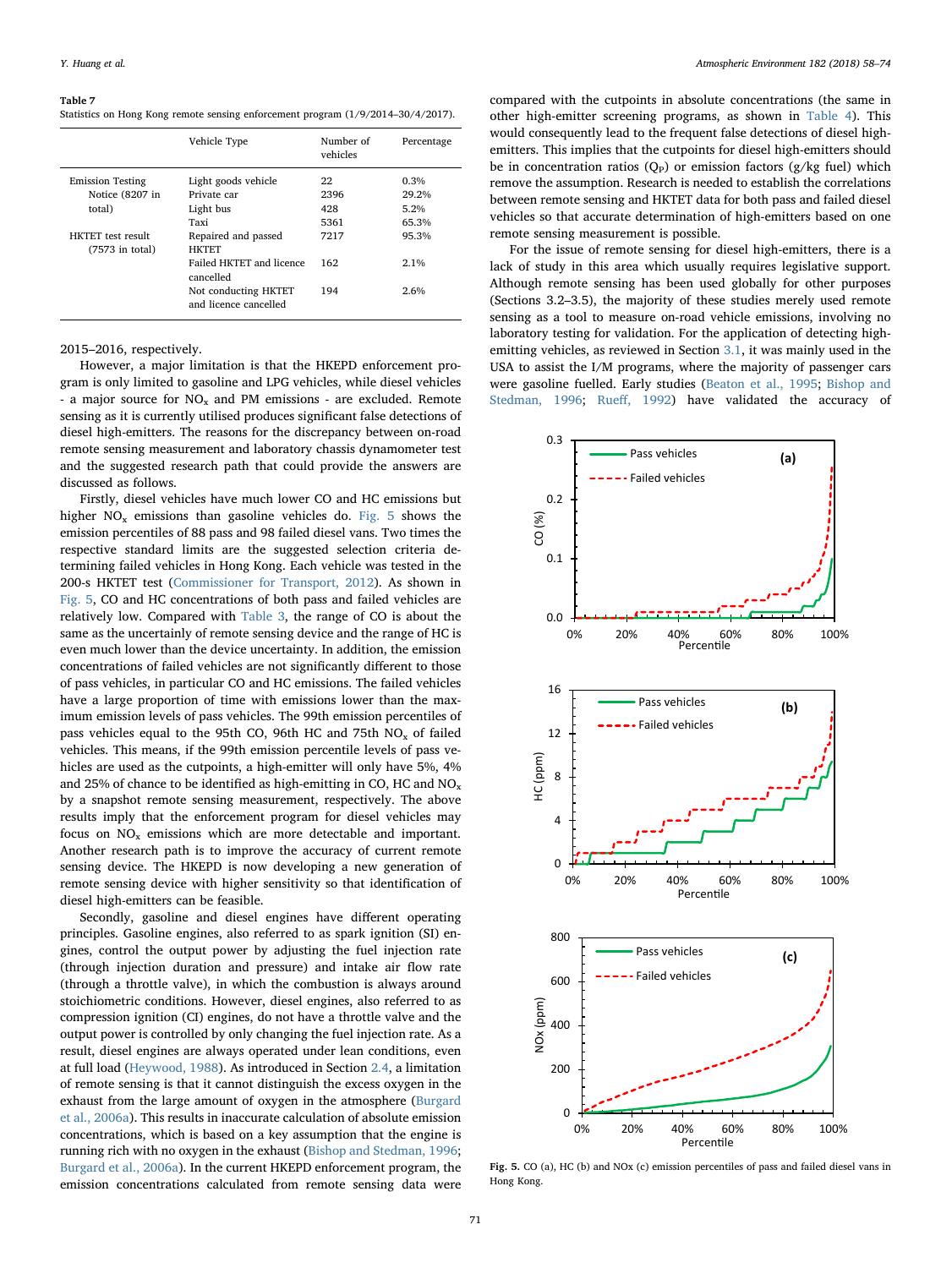**Table 7**
Statistics on Hong Kong remote sensing enforcement program (1/9/2014–30/4/2017).

| | Vehicle Type | Number of vehicles | Percentage |
|---|---|---|---|
| Emission Testing Notice (8207 in total) | Light goods vehicle | 22 | 0.3% |
| | Private car | 2396 | 29.2% |
| | Light bus | 428 | 5.2% |
| | Taxi | 5361 | 65.3% |
| HKTET test result (7573 in total) | Repaired and passed HKTET | 7217 | 95.3% |
| | Failed HKTET and licence cancelled | 162 | 2.1% |
| | Not conducting HKTET and licence cancelled | 194 | 2.6% |

2015–2016, respectively.

However, a major limitation is that the HKEPD enforcement program is only limited to gasoline and LPG vehicles, while diesel vehicles - a major source for $NO_x$ and PM emissions - are excluded. Remote sensing as it is currently utilised produces significant false detections of diesel high-emitters. The reasons for the discrepancy between on-road remote sensing measurement and laboratory chassis dynamometer test and the suggested research path that could provide the answers are discussed as follows.

Firstly, diesel vehicles have much lower CO and HC emissions but higher $NO_x$ emissions than gasoline vehicles do. Fig. 5 shows the emission percentiles of 88 pass and 98 failed diesel vans. Two times the respective standard limits are the suggested selection criteria determining failed vehicles in Hong Kong. Each vehicle was tested in the 200-s HKTET test (Commissioner for Transport, 2012). As shown in Fig. 5, CO and HC concentrations of both pass and failed vehicles are relatively low. Compared with Table 3, the range of CO is about the same as the uncertainly of remote sensing device and the range of HC is even much lower than the device uncertainty. In addition, the emission concentrations of failed vehicles are not significantly different to those of pass vehicles, in particular CO and HC emissions. The failed vehicles have a large proportion of time with emissions lower than the maximum emission levels of pass vehicles. The 99th emission percentile of pass vehicles equal to the 95th CO, 96th HC and 75th $NO_x$ of failed vehicles. This means, if the 99th emission percentile levels of pass vehicles are used as the cutpoints, a high-emitter will only have 5%, 4% and 25% of chance to be identified as high-emitting in CO, HC and $NO_x$ by a snapshot remote sensing measurement, respectively. The above results imply that the enforcement program for diesel vehicles may focus on $NO_x$ emissions which are more detectable and important. Another research path is to improve the accuracy of current remote sensing device. The HKEPD is now developing a new generation of remote sensing device with higher sensitivity so that identification of diesel high-emitters can be feasible.

Secondly, gasoline and diesel engines have different operating principles. Gasoline engines, also referred to as spark ignition (SI) engines, control the output power by adjusting the fuel injection rate (through injection duration and pressure) and intake air flow rate (through a throttle valve), in which the combustion is always around stoichiometric conditions. However, diesel engines, also referred to as compression ignition (CI) engines, do not have a throttle valve and the output power is controlled by only changing the fuel injection rate. As a result, diesel engines are always operated under lean conditions, even at full load (Heywood, 1988). As introduced in Section 2.4, a limitation of remote sensing is that it cannot distinguish the excess oxygen in the exhaust from the large amount of oxygen in the atmosphere (Burgard et al., 2006a). This results in inaccurate calculation of absolute emission concentrations, which is based on a key assumption that the engine is running rich with no oxygen in the exhaust (Bishop and Stedman, 1996; Burgard et al., 2006a). In the current HKEPD enforcement program, the emission concentrations calculated from remote sensing data were compared with the cutpoints in absolute concentrations (the same in other high-emitter screening programs, as shown in Table 4). This would consequently lead to the frequent false detections of diesel high-emitters. This implies that the cutpoints for diesel high-emitters should be in concentration ratios ($Q_P$) or emission factors (g/kg fuel) which remove the assumption. Research is needed to establish the correlations between remote sensing and HKTET data for both pass and failed diesel vehicles so that accurate determination of high-emitters based on one remote sensing measurement is possible.

For the issue of remote sensing for diesel high-emitters, there is a lack of study in this area which usually requires legislative support. Although remote sensing has been used globally for other purposes (Sections 3.2–3.5), the majority of these studies merely used remote sensing as a tool to measure on-road vehicle emissions, involving no laboratory testing for validation. For the application of detecting high-emitting vehicles, as reviewed in Section 3.1, it was mainly used in the USA to assist the I/M programs, where the majority of passenger cars were gasoline fuelled. Early studies (Beaton et al., 1995; Bishop and Stedman, 1996; Rueff, 1992) have validated the accuracy of

**Fig. 5.** CO (a), HC (b) and NOx (c) emission percentiles of pass and failed diesel vans in Hong Kong.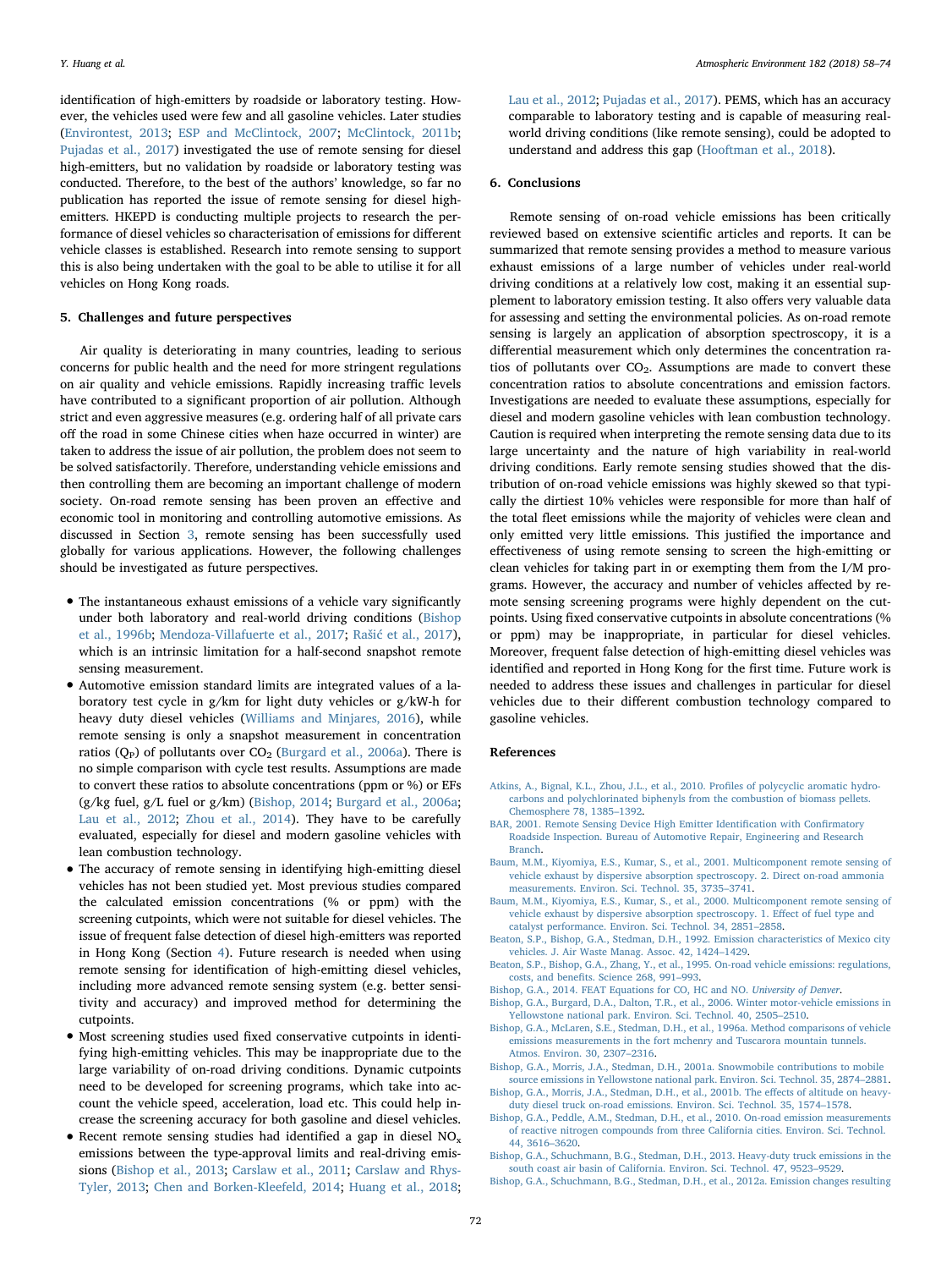identification of high-emitters by roadside or laboratory testing. However, the vehicles used were few and all gasoline vehicles. Later studies (Environtest, 2013; ESP and McClintock, 2007; McClintock, 2011b; Pujadas et al., 2017) investigated the use of remote sensing for diesel high-emitters, but no validation by roadside or laboratory testing was conducted. Therefore, to the best of the authors' knowledge, so far no publication has reported the issue of remote sensing for diesel high-emitters. HKEPD is conducting multiple projects to research the performance of diesel vehicles so characterisation of emissions for different vehicle classes is established. Research into remote sensing to support this is also being undertaken with the goal to be able to utilise it for all vehicles on Hong Kong roads.

## 5. Challenges and future perspectives

Air quality is deteriorating in many countries, leading to serious concerns for public health and the need for more stringent regulations on air quality and vehicle emissions. Rapidly increasing traffic levels have contributed to a significant proportion of air pollution. Although strict and even aggressive measures (e.g. ordering half of all private cars off the road in some Chinese cities when haze occurred in winter) are taken to address the issue of air pollution, the problem does not seem to be solved satisfactorily. Therefore, understanding vehicle emissions and then controlling them are becoming an important challenge of modern society. On-road remote sensing has been proven an effective and economic tool in monitoring and controlling automotive emissions. As discussed in Section 3, remote sensing has been successfully used globally for various applications. However, the following challenges should be investigated as future perspectives.

- The instantaneous exhaust emissions of a vehicle vary significantly under both laboratory and real-world driving conditions (Bishop et al., 1996b; Mendoza-Villafuerte et al., 2017; Rašić et al., 2017), which is an intrinsic limitation for a half-second snapshot remote sensing measurement.
- Automotive emission standard limits are integrated values of a laboratory test cycle in g/km for light duty vehicles or g/kW-h for heavy duty diesel vehicles (Williams and Minjares, 2016), while remote sensing is only a snapshot measurement in concentration ratios ($Q_P$) of pollutants over $CO_2$ (Burgard et al., 2006a). There is no simple comparison with cycle test results. Assumptions are made to convert these ratios to absolute concentrations (ppm or %) or EFs (g/kg fuel, g/L fuel or g/km) (Bishop, 2014; Burgard et al., 2006a; Lau et al., 2012; Zhou et al., 2014). They have to be carefully evaluated, especially for diesel and modern gasoline vehicles with lean combustion technology.
- The accuracy of remote sensing in identifying high-emitting diesel vehicles has not been studied yet. Most previous studies compared the calculated emission concentrations (% or ppm) with the screening cutpoints, which were not suitable for diesel vehicles. The issue of frequent false detection of diesel high-emitters was reported in Hong Kong (Section 4). Future research is needed when using remote sensing for identification of high-emitting diesel vehicles, including more advanced remote sensing system (e.g. better sensitivity and accuracy) and improved method for determining the cutpoints.
- Most screening studies used fixed conservative cutpoints in identifying high-emitting vehicles. This may be inappropriate due to the large variability of on-road driving conditions. Dynamic cutpoints need to be developed for screening programs, which take into account the vehicle speed, acceleration, load etc. This could help increase the screening accuracy for both gasoline and diesel vehicles.
- Recent remote sensing studies had identified a gap in diesel $NO_x$ emissions between the type-approval limits and real-driving emissions (Bishop et al., 2013; Carslaw et al., 2011; Carslaw and Rhys-Tyler, 2013; Chen and Borken-Kleefeld, 2014; Huang et al., 2018; Lau et al., 2012; Pujadas et al., 2017). PEMS, which has an accuracy comparable to laboratory testing and is capable of measuring real-world driving conditions (like remote sensing), could be adopted to understand and address this gap (Hooftman et al., 2018).

## 6. Conclusions

Remote sensing of on-road vehicle emissions has been critically reviewed based on extensive scientific articles and reports. It can be summarized that remote sensing provides a method to measure various exhaust emissions of a large number of vehicles under real-world driving conditions at a relatively low cost, making it an essential supplement to laboratory emission testing. It also offers very valuable data for assessing and setting the environmental policies. As on-road remote sensing is largely an application of absorption spectroscopy, it is a differential measurement which only determines the concentration ratios of pollutants over $CO_2$. Assumptions are made to convert these concentration ratios to absolute concentrations and emission factors. Investigations are needed to evaluate these assumptions, especially for diesel and modern gasoline vehicles with lean combustion technology. Caution is required when interpreting the remote sensing data due to its large uncertainty and the nature of high variability in real-world driving conditions. Early remote sensing studies showed that the distribution of on-road vehicle emissions was highly skewed so that typically the dirtiest 10% vehicles were responsible for more than half of the total fleet emissions while the majority of vehicles were clean and only emitted very little emissions. This justified the importance and effectiveness of using remote sensing to screen the high-emitting or clean vehicles for taking part in or exempting them from the I/M programs. However, the accuracy and number of vehicles affected by remote sensing screening programs were highly dependent on the cutpoints. Using fixed conservative cutpoints in absolute concentrations (% or ppm) may be inappropriate, in particular for diesel vehicles. Moreover, frequent false detection of high-emitting diesel vehicles was identified and reported in Hong Kong for the first time. Future work is needed to address these issues and challenges in particular for diesel vehicles due to their different combustion technology compared to gasoline vehicles.

## References

Atkins, A., Bignal, K.L., Zhou, J.L., et al., 2010. Profiles of polycyclic aromatic hydrocarbons and polychlorinated biphenyls from the combustion of biomass pellets. Chemosphere 78, 1385–1392.

BAR, 2001. Remote Sensing Device High Emitter Identification with Confirmatory Roadside Inspection. Bureau of Automotive Repair, Engineering and Research Branch.

Baum, M.M., Kiyomiya, E.S., Kumar, S., et al., 2001. Multicomponent remote sensing of vehicle exhaust by dispersive absorption spectroscopy. 2. Direct on-road ammonia measurements. Environ. Sci. Technol. 35, 3735–3741.

Baum, M.M., Kiyomiya, E.S., Kumar, S., et al., 2000. Multicomponent remote sensing of vehicle exhaust by dispersive absorption spectroscopy. 1. Effect of fuel type and catalyst performance. Environ. Sci. Technol. 34, 2851–2858.

Beaton, S.P., Bishop, G.A., Stedman, D.H., 1992. Emission characteristics of Mexico city vehicles. J. Air Waste Manag. Assoc. 42, 1424–1429.

Beaton, S.P., Bishop, G.A., Zhang, Y., et al., 1995. On-road vehicle emissions: regulations, costs, and benefits. Science 268, 991–993.

Bishop, G.A., 2014. FEAT Equations for CO, HC and NO. *University of Denver*.

Bishop, G.A., Burgard, D.A., Dalton, T.R., et al., 2006. Winter motor-vehicle emissions in Yellowstone national park. Environ. Sci. Technol. 40, 2505–2510.

Bishop, G.A., McLaren, S.E., Stedman, D.H., et al., 1996a. Method comparisons of vehicle emissions measurements in the fort mchenry and Tuscarora mountain tunnels. Atmos. Environ. 30, 2307–2316.

Bishop, G.A., Morris, J.A., Stedman, D.H., 2001a. Snowmobile contributions to mobile source emissions in Yellowstone national park. Environ. Sci. Technol. 35, 2874–2881.

Bishop, G.A., Morris, J.A., Stedman, D.H., et al., 2001b. The effects of altitude on heavy-duty diesel truck on-road emissions. Environ. Sci. Technol. 35, 1574–1578.

Bishop, G.A., Peddle, A.M., Stedman, D.H., et al., 2010. On-road emission measurements of reactive nitrogen compounds from three California cities. Environ. Sci. Technol. 44, 3616–3620.

Bishop, G.A., Schuchmann, B.G., Stedman, D.H., 2013. Heavy-duty truck emissions in the south coast air basin of California. Environ. Sci. Technol. 47, 9523–9529.

Bishop, G.A., Schuchmann, B.G., Stedman, D.H., et al., 2012a. Emission changes resulting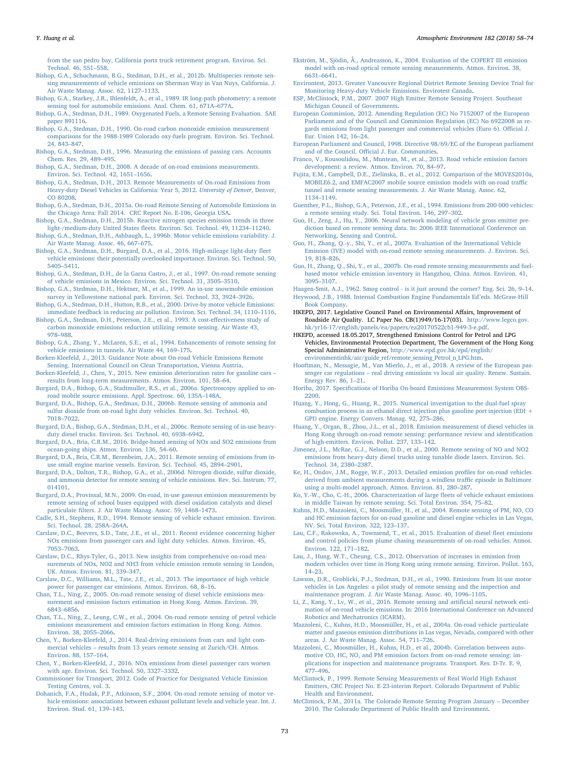from the san pedro bay, California ports truck retirement program. Environ. Sci. Technol. 46, 551–558.

Bishop, G.A., Schuchmann, B.G., Stedman, D.H., et al., 2012b. Multispecies remote sensing measurements of vehicle emissions on Sherman Way in Van Nuys, California. J. Air Waste Manag. Assoc. 62, 1127–1133.

Bishop, G.A., Starkey, J.R., Ihlenfeldt, A., et al., 1989. IR long-path photometry: a remote sensing tool for automobile emissions. Anal. Chem. 61, 671A–677A.

Bishop, G.A., Stedman, D.H., 1989. Oxygenated Fuels, a Remote Sensing Evaluation. SAE paper 891116.

Bishop, G.A., Stedman, D.H., 1990. On-road carbon monoxide emission measurement comparisons for the 1988-1989 Colorado oxy-fuels program. Environ. Sci. Technol. 24, 843–847.

Bishop, G.A., Stedman, D.H., 1996. Measuring the emissions of passing cars. Accounts Chem. Res. 29, 489–495.

Bishop, G.A., Stedman, D.H., 2008. A decade of on-road emissions measurements. Environ. Sci. Technol. 42, 1651–1656.

Bishop, G.A., Stedman, D.H., 2013. Remote Measurements of On-road Emissions from Heavy-duty Diesel Vehicles in California: Year 5, 2012. *University of Denver*, Denver, CO 80208.

Bishop, G.A., Stedman, D.H., 2015a. On-road Remote Sensing of Automobile Emissions in the Chicago Area: Fall 2014. CRC Report No. E-106, Georgia USA.

Bishop, G.A., Stedman, D.H., 2015b. Reactive nitrogen species emission trends in three light-/medium-duty United States fleets. Environ. Sci. Technol. 49, 11234–11240.

Bishop, G.A., Stedman, D.H., Ashbaugh, L., 1996b. Motor vehicle emissions variability. J. Air Waste Manag. Assoc. 46, 667–675.

Bishop, G.A., Stedman, D.H., Burgard, D.A., et al., 2016. High-mileage light-duty fleet vehicle emissions: their potentially overlooked importance. Environ. Sci. Technol. 50, 5405–5411.

Bishop, G.A., Stedman, D.H., de la Garza Castro, J., et al., 1997. On-road remote sensing of vehicle emissions in Mexico. Environ. Sci. Technol. 31, 3505–3510.

Bishop, G.A., Stedman, D.H., Hektner, M., et al., 1999. An in-use snowmobile emission survey in Yellowstone national park. Environ. Sci. Technol. 33, 3924–3926.

Bishop, G.A., Stedman, D.H., Hutton, R.B., et al., 2000. Drive-by motor vehicle Emissions: immediate feedback in reducing air pollution. Environ. Sci. Technol. 34, 1110–1116.

Bishop, G.A., Stedman, D.H., Peterson, J.E., et al., 1993. A cost-effectiveness study of carbon monoxide emissions reduction utilizing remote sensing. Air Waste 43, 978–988.

Bishop, G.A., Zhang, Y., McLaren, S.E., et al., 1994. Enhancements of remote sensing for vehicle emissions in tunnels. Air Waste 44, 169–175.

Borken-Kleefeld, J., 2013. Guidance Note about On-road Vehicle Emissions Remote Sensing. International Council on Clean Transportation, Vienna Austria.

Borken-Kleefeld, J., Chen, Y., 2015. New emission deterioration rates for gasoline cars – results from long-term measurements. Atmos. Environ. 101, 58–64.

Burgard, D.A., Bishop, G.A., Stadtmuller, R.S., et al., 2006a. Spectroscopy applied to on-road mobile source emissions. Appl. Spectrosc. 60, 135A–148A.

Burgard, D.A., Bishop, G.A., Stedman, D.H., 2006b. Remote sensing of ammonia and sulfur dioxide from on-road light duty vehicles. Environ. Sci. Technol. 40, 7018–7022.

Burgard, D.A., Bishop, G.A., Stedman, D.H., et al., 2006c. Remote sensing of in-use heavy-duty diesel trucks. Environ. Sci. Technol. 40, 6938–6942.

Burgard, D.A., Bria, C.R.M., 2016. Bridge-based sensing of NOx and SO2 emissions from ocean-going ships. Atmos. Environ. 136, 54–60.

Burgard, D.A., Bria, C.R.M., Berenbeim, J.A., 2011. Remote sensing of emissions from in-use small engine marine vessels. Environ. Sci. Technol. 45, 2894–2901.

Burgard, D.A., Dalton, T.R., Bishop, G.A., et al., 2006d. Nitrogen dioxide, sulfur dioxide, and ammonia detector for remote sensing of vehicle emissions. Rev. Sci. Instrum. 77, 014101.

Burgard, D.A., Provinsal, M.N., 2009. On-road, in-use gaseous emission measurements by remote sensing of school buses equipped with diesel oxidation catalysts and diesel particulate filters. J. Air Waste Manag. Assoc. 59, 1468–1473.

Cadle, S.H., Stephens, R.D., 1994. Remote sensing of vehicle exhaust emission. Environ. Sci. Technol. 28, 258A–264A.

Carslaw, D.C., Beevers, S.D., Tate, J.E., et al., 2011. Recent evidence concerning higher NOx emissions from passenger cars and light duty vehicles. Atmos. Environ. 45, 7053–7063.

Carslaw, D.C., Rhys-Tyler, G., 2013. New insights from comprehensive on-road measurements of NOx, NO2 and NH3 from vehicle emission remote sensing in London, UK. Atmos. Environ. 81, 339–347.

Carslaw, D.C., Williams, M.L., Tate, J.E., et al., 2013. The importance of high vehicle power for passenger car emissions. Atmos. Environ. 68, 8–16.

Chan, T.L., Ning, Z., 2005. On-road remote sensing of diesel vehicle emissions measurement and emission factors estimation in Hong Kong. Atmos. Environ. 39, 6843–6856.

Chan, T.L., Ning, Z., Leung, C.W., et al., 2004. On-road remote sensing of petrol vehicle emissions measurement and emission factors estimation in Hong Kong. Atmos. Environ. 38, 2055–2066.

Chen, Y., Borken-Kleefeld, J., 2014. Real-driving emissions from cars and light commercial vehicles – results from 13 years remote sensing at Zurich/CH. Atmos. Environ. 88, 157–164.

Chen, Y., Borken-Kleefeld, J., 2016. NOx emissions from diesel passenger cars worsen with age. Environ. Sci. Technol. 50, 3327–3332.

Commissioner for Transport, 2012. Code of Practice for Designated Vehicle Emission Testing Centres, vol. 3.

Dohanich, F.A., Hudak, P.F., Atkinson, S.F., 2004. On-road remote sensing of motor vehicle emissions: associations between exhaust pollutant levels and vehicle year. Int. J. Environ. Stud. 61, 139–143.

Ekström, M., Sjödin, Å., Andreasson, K., 2004. Evaluation of the COPERT III emission model with on-road optical remote sensing measurements. Atmos. Environ. 38, 6631–6641.

Environtest, 2013. Greater Vancouver Regional District Remote Sensing Device Trial for Monitoring Heavy-duty Vehicle Emissions. Envirotest Canada.

ESP, McClintock, P.M., 2007. 2007 High Emitter Remote Sensing Project. Southeast Michigan Council of Governments.

European Commission, 2012. Amending Regulation (EC) No 7152007 of the European Parliament and of the Council and Commission Regulation (EC) No 6922008 as regards emissions from light passenger and commercial vehicles (Euro 6). Official J. Eur. Union 142, 16–24.

European Parliament and Council, 1998. Directive 98/69/EC of the European parliament and of the Council. Official J. Eur. Communities.

Franco, V., Kousoulidou, M., Muntean, M., et al., 2013. Road vehicle emission factors development: a review. Atmos. Environ. 70, 84–97.

Fujita, E.M., Campbell, D.E., Zielinska, B., et al., 2012. Comparison of the MOVES2010a, MOBILE6.2, and EMFAC2007 mobile source emission models with on-road traffic tunnel and remote sensing measurements. J. Air Waste Manag. Assoc. 62, 1134–1149.

Guenther, P.L., Bishop, G.A., Peterson, J.E., et al., 1994. Emissions from 200 000 vehicles: a remote sensing study. Sci. Total Environ. 146, 297–302.

Guo, H., Zeng, J., Hu, Y., 2006. Neural network modeling of vehicle gross emitter prediction based on remote sensing data. In: 2006 IEEE International Conference on Networking, Sensing and Control.

Guo, H., Zhang, Q.-y., Shi, Y., et al., 2007a. Evaluation of the International Vehicle Emission (IVE) model with on-road remote sensing measurements. J. Environ. Sci. 19, 818–826.

Guo, H., Zhang, Q., Shi, Y., et al., 2007b. On-road remote sensing measurements and fuel-based motor vehicle emission inventory in Hangzhou, China. Atmos. Environ. 41, 3095–3107.

Haagen-Smit, A.J., 1962. Smog control - is it just around the corner? Eng. Sci. 26, 9–14.

Heywood, J.B., 1988. Internal Combustion Engine Fundamentals Edˆeds. McGraw-Hill Book Company.

HKEPD, 2017. Legislative Council Panel on Environmental Affairs, Improvement of Roadside Air Quality. LC Paper No. CB(1)949/16-17(03). http://www.legco.gov.hk/yr16-17/english/panels/ea/papers/ea20170522cb1-949-3-e.pdf.

HKEPD, accessed 18.05.2017, Strengthened Emissions Control for Petrol and LPG Vehicles, Environmental Protection Department, The Government of the Hong Kong Special Administrative Region, http://www.epd.gov.hk/epd/english/environmentinhk/air/guide_ref/remote_sensing_Petrol_n_LPG.htm.

Hooftman, N., Messagie, M., Van Mierlo, J., et al., 2018. A review of the European passenger car regulations – real driving emissions vs local air quality. Renew. Sustain. Energy Rev. 86, 1–21.

Horiba, 2017. Specifications of Horiba On-board Emissions Measurement System OBS-2200.

Huang, Y., Hong, G., Huang, R., 2015. Numerical investigation to the dual-fuel spray combustion process in an ethanol direct injection plus gasoline port injection (EDI + GPI) engine. Energy Convers. Manag. 92, 275–286.

Huang, Y., Organ, B., Zhou, J.L., et al., 2018. Emission measurement of diesel vehicles in Hong Kong through on-road remote sensing: performance review and identification of high-emitters. Environ. Pollut. 237, 133–142.

Jimenez, J.L., McRae, G.J., Nelson, D.D., et al., 2000. Remote sensing of NO and NO2 emissions from heavy-duty diesel trucks using tunable diode lasers. Environ. Sci. Technol. 34, 2380–2387.

Ke, H., Ondov, J.M., Rogge, W.F., 2013. Detailed emission profiles for on-road vehicles derived from ambient measurements during a windless traffic episode in Baltimore using a multi-model approach. Atmos. Environ. 81, 280–287.

Ko, Y.-W., Cho, C.-H., 2006. Characterization of large fleets of vehicle exhaust emissions in middle Taiwan by remote sensing. Sci. Total Environ. 354, 75–82.

Kuhns, H.D., Mazzoleni, C., Moosmüller, H., et al., 2004. Remote sensing of PM, NO, CO and HC emission factors for on-road gasoline and diesel engine vehicles in Las Vegas, NV. Sci. Total Environ. 322, 123–137.

Lau, C.F., Rakowska, A., Townsend, T., et al., 2015. Evaluation of diesel fleet emissions and control policies from plume chasing measurements of on-road vehicles. Atmos. Environ. 122, 171–182.

Lau, J., Hung, W.T., Cheung, C.S., 2012. Observation of increases in emission from modern vehicles over time in Hong Kong using remote sensing. Environ. Pollut. 163, 14–23.

Lawson, D.R., Groblicki, P.J., Stedman, D.H., et al., 1990. Emissions from lit-use motor vehicles in Los Angeles: a pilot study of remote sensing and the inspection and maintenance program. J. Air Waste Manag. Assoc. 40, 1096–1105.

Li, Z., Kang, Y., Lv, W., et al., 2016. Remote sensing and artificial neural network estimation of on-road vehicle emissions. In: 2016 International Conference on Advanced Robotics and Mechatronics (ICARM).

Mazzoleni, C., Kuhns, H.D., Moosmüller, H., et al., 2004a. On-road vehicle particulate matter and gaseous emission distributions in Las vegas, Nevada, compared with other areas. J. Air Waste Manag. Assoc. 54, 711–726.

Mazzoleni, C., Moosmüller, H., Kuhns, H.D., et al., 2004b. Correlation between automotive CO, HC, NO, and PM emission factors from on-road remote sensing: implications for inspection and maintenance programs. Transport. Res. D-Tr. E. 9, 477–496.

McClintock, P., 1999. Remote Sensing Measurements of Real World High Exhaust Emitters, CRC Project No. E-23-interim Report. Colorado Department of Public Health and Environment.

McClintock, P.M., 2011a. The Colorado Remote Sensing Program January – December 2010. The Colorado Department of Public Health and Environment.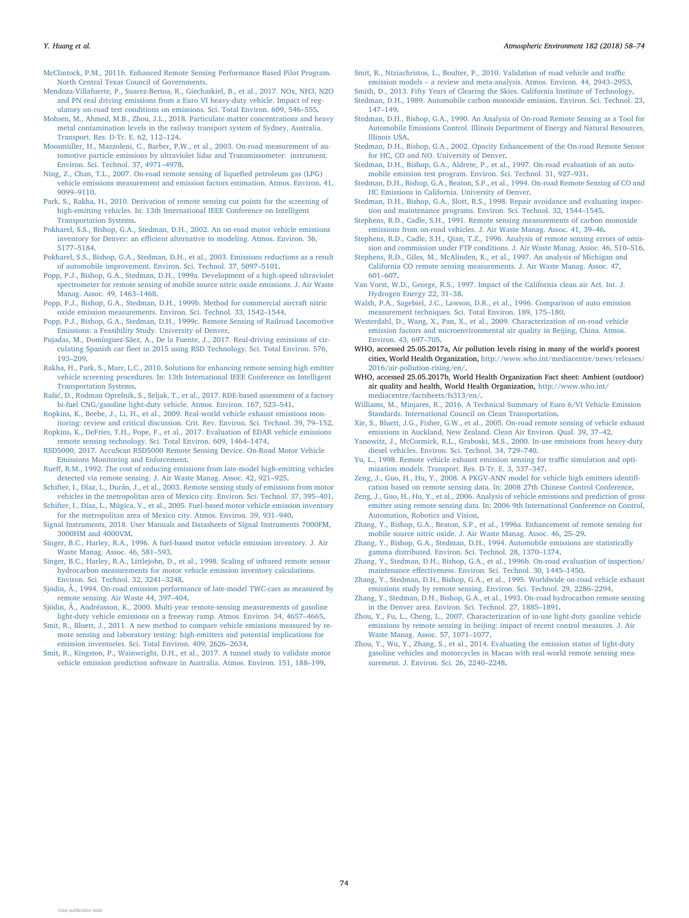McClintock, P.M., 2011b. Enhanced Remote Sensing Performance Based Pilot Program. North Central Texas Council of Governments.

Mendoza-Villafuerte, P., Suarez-Bertoa, R., Giechaskiel, B., et al., 2017. NOx, NH3, N2O and PN real driving emissions from a Euro VI heavy-duty vehicle. Impact of regulatory on-road test conditions on emissions. Sci. Total Environ. 609, 546–555.

Mohsen, M., Ahmed, M.B., Zhou, J.L., 2018. Particulate matter concentrations and heavy metal contamination levels in the railway transport system of Sydney, Australia. Transport. Res. D-Tr. E. 62, 112–124.

Moosmüller, H., Mazzoleni, C., Barber, P.W., et al., 2003. On-road measurement of automotive particle emissions by ultraviolet lidar and Transmissometer: instrument. Environ. Sci. Technol. 37, 4971–4978.

Ning, Z., Chan, T.L., 2007. On-road remote sensing of liquefied petroleum gas (LPG) vehicle emissions measurement and emission factors estimation. Atmos. Environ. 41, 9099–9110.

Park, S., Rakha, H., 2010. Derivation of remote sensing cut points for the screening of high-emitting vehicles. In: 13th International IEEE Conference on Intelligent Transportation Systems.

Pokharel, S.S., Bishop, G.A., Stedman, D.H., 2002. An on-road motor vehicle emissions inventory for Denver: an efficient alternative to modeling. Atmos. Environ. 36, 5177–5184.

Pokharel, S.S., Bishop, G.A., Stedman, D.H., et al., 2003. Emissions reductions as a result of automobile improvement. Environ. Sci. Technol. 37, 5097–5101.

Popp, P.J., Bishop, G.A., Stedman, D.H., 1999a. Development of a high-speed ultraviolet spectrometer for remote sensing of mobile source nitric oxide emissions. J. Air Waste Manag. Assoc. 49, 1463–1468.

Popp, P.J., Bishop, G.A., Stedman, D.H., 1999b. Method for commercial aircraft nitric oxide emission measurements. Environ. Sci. Technol. 33, 1542–1544.

Popp, P.J., Bishop, G.A., Stedman, D.H., 1999c. Remote Sensing of Railroad Locomotive Emissions: a Feasibility Study. University of Denver.

Pujadas, M., Domínguez-Sáez, A., De la Fuente, J., 2017. Real-driving emissions of circulating Spanish car fleet in 2015 using RSD Technology. Sci. Total Environ. 576, 193–209.

Rakha, H., Park, S., Marr, L.C., 2010. Solutions for enhancing remote sensing high emitter vehicle screening procedures. In: 13th International IEEE Conference on Intelligent Transportation Systems.

Rašić, D., Rodman Oprešnik, S., Seljak, T., et al., 2017. RDE-based assessment of a factory bi-fuel CNG/gasoline light-duty vehicle. Atmos. Environ. 167, 523–541.

Ropkins, K., Beebe, J., Li, H., et al., 2009. Real-world vehicle exhaust emissions monitoring: review and critical discussion. Crit. Rev. Environ. Sci. Technol. 39, 79–152.

Ropkins, K., DeFries, T.H., Pope, F., et al., 2017. Evaluation of EDAR vehicle emissions remote sensing technology. Sci. Total Environ. 609, 1464–1474.

RSD5000, 2017. AccuScan RSD5000 Remote Sensing Device. On-Road Motor Vehicle Emissions Monitoring and Enforcement.

Rueff, R.M., 1992. The cost of reducing emissions from late-model high-emitting vehicles detected via remote sensing. J. Air Waste Manag. Assoc. 42, 921–925.

Schifter, I., Díaz, L., Durán, J., et al., 2003. Remote sensing study of emissions from motor vehicles in the metropolitan area of Mexico city. Environ. Sci. Technol. 37, 395–401.

Schifter, I., Díaz, L., Múgica, V., et al., 2005. Fuel-based motor vehicle emission inventory for the metropolitan area of Mexico city. Atmos. Environ. 39, 931–940.

Signal Instruments, 2018. User Manuals and Datasheets of Signal Instruments 7000FM, 3000HM and 4000VM.

Singer, B.C., Harley, R.A., 1996. A fuel-based motor vehicle emission inventory. J. Air Waste Manag. Assoc. 46, 581–593.

Singer, B.C., Harley, R.A., Littlejohn, D., et al., 1998. Scaling of infrared remote sensor hydrocarbon measurements for motor vehicle emission inventory calculations. Environ. Sci. Technol. 32, 3241–3248.

Sjödin, Å., 1994. On-road emission performance of late-model TWC-cars as measured by remote sensing. Air Waste 44, 397–404.

Sjödin, Å., Andréasson, K., 2000. Multi-year remote-sensing measurements of gasoline light-duty vehicle emissions on a freeway ramp. Atmos. Environ. 34, 4657–4665.

Smit, R., Bluett, J., 2011. A new method to compare vehicle emissions measured by remote sensing and laboratory testing: high-emitters and potential implications for emission inventories. Sci. Total Environ. 409, 2626–2634.

Smit, R., Kingston, P., Wainwright, D.H., et al., 2017. A tunnel study to validate motor vehicle emission prediction software in Australia. Atmos. Environ. 151, 188–199.

Smit, R., Ntziachristos, L., Boulter, P., 2010. Validation of road vehicle and traffic emission models – a review and meta-analysis. Atmos. Environ. 44, 2943–2953.

Smith, D., 2013. Fifty Years of Clearing the Skies. California Institute of Technology.

Stedman, D.H., 1989. Automobile carbon monoxide emission. Environ. Sci. Technol. 23, 147–149.

Stedman, D.H., Bishop, G.A., 1990. An Analysis of On-road Remote Sensing as a Tool for Automobile Emissions Control. Illinois Department of Energy and Natural Resources, Illinois USA.

Stedman, D.H., Bishop, G.A., 2002. Opacity Enhancement of the On-road Remote Sensor for HC, CO and NO. University of Denver.

Stedman, D.H., Bishop, G.A., Aldrete, P., et al., 1997. On-road evaluation of an automobile emission test program. Environ. Sci. Technol. 31, 927–931.

Stedman, D.H., Bishop, G.A., Beaton, S.P., et al., 1994. On-road Remote Sensing of CO and HC Emissions in California. University of Denver.

Stedman, D.H., Bishop, G.A., Slott, R.S., 1998. Repair avoidance and evaluating inspection and maintenance programs. Environ. Sci. Technol. 32, 1544–1545.

Stephens, R.D., Cadle, S.H., 1991. Remote sensing measurements of carbon monoxide emissions from on-road vehicles. J. Air Waste Manag. Assoc. 41, 39–46.

Stephens, R.D., Cadle, S.H., Qian, T.Z., 1996. Analysis of remote sensing errors of omission and commission under FTP conditions. J. Air Waste Manag. Assoc. 46, 510–516.

Stephens, R.D., Giles, M., McAlinden, K., et al., 1997. An analysis of Michigan and California CO remote sensing measurements. J. Air Waste Manag. Assoc. 47, 601–607.

Van Vorst, W.D., George, R.S., 1997. Impact of the California clean air Act. Int. J. Hydrogen Energy 22, 31–38.

Walsh, P.A., Sagebiel, J.C., Lawson, D.R., et al., 1996. Comparison of auto emission measurement techniques. Sci. Total Environ. 189, 175–180.

Westerdahl, D., Wang, X., Pan, X., et al., 2009. Characterization of on-road vehicle emission factors and microenvironmental air quality in Beijing, China. Atmos. Environ. 43, 697–705.

WHO, accessed 25.05.2017a, Air pollution levels rising in many of the world's poorest cities, World Health Organization, http://www.who.int/mediacentre/news/releases/2016/air-pollution-rising/en/.

WHO, accessed 25.05.2017b, World Health Organization Fact sheet: Ambient (outdoor) air quality and health, World Health Organization, http://www.who.int/mediacentre/factsheets/fs313/en/.

Williams, M., Minjares, R., 2016. A Technical Summary of Euro 6/VI Vehicle Emission Standards. International Council on Clean Transportation.

Xie, S., Bluett, J.G., Fisher, G.W., et al., 2005. On-road remote sensing of vehicle exhaust emissions in Auckland, New Zealand. Clean Air Environ. Qual. 39, 37–42.

Yanowitz, J., McCormick, R.L., Graboski, M.S., 2000. In-use emissions from heavy-duty diesel vehicles. Environ. Sci. Technol. 34, 729–740.

Yu, L., 1998. Remote vehicle exhaust emission sensing for traffic simulation and optimization models. Transport. Res. D-Tr. E. 3, 337–347.

Zeng, J., Guo, H., Hu, Y., 2008. A PKGV-ANN model for vehicle high emitters identification based on remote sensing data. In: 2008 27th Chinese Control Conference.

Zeng, J., Guo, H., Hu, Y., et al., 2006. Analysis of vehicle emissions and prediction of gross emitter using remote sensing data. In: 2006 9th International Conference on Control, Automation, Robotics and Vision.

Zhang, Y., Bishop, G.A., Beaton, S.P., et al., 1996a. Enhancement of remote sensing for mobile source nitric oxide. J. Air Waste Manag. Assoc. 46, 25–29.

Zhang, Y., Bishop, G.A., Stedman, D.H., 1994. Automobile emissions are statistically gamma distributed. Environ. Sci. Technol. 28, 1370–1374.

Zhang, Y., Stedman, D.H., Bishop, G.A., et al., 1996b. On-road evaluation of inspection/maintenance effectiveness. Environ. Sci. Technol. 30, 1445–1450.

Zhang, Y., Stedman, D.H., Bishop, G.A., et al., 1995. Worldwide on-road vehicle exhaust emissions study by remote sensing. Environ. Sci. Technol. 29, 2286–2294.

Zhang, Y., Stedman, D.H., Bishop, G.A., et al., 1993. On-road hydrocarbon remote sensing in the Denver area. Environ. Sci. Technol. 27, 1885–1891.

Zhou, Y., Fu, L., Cheng, L., 2007. Characterization of in-use light-duty gasoline vehicle emissions by remote sensing in Beijing: impact of recent control measures. J. Air Waste Manag. Assoc. 57, 1071–1077.

Zhou, Y., Wu, Y., Zhang, S., et al., 2014. Evaluating the emission status of light-duty gasoline vehicles and motorcycles in Macao with real-world remote sensing measurement. J. Environ. Sci. 26, 2240–2248.